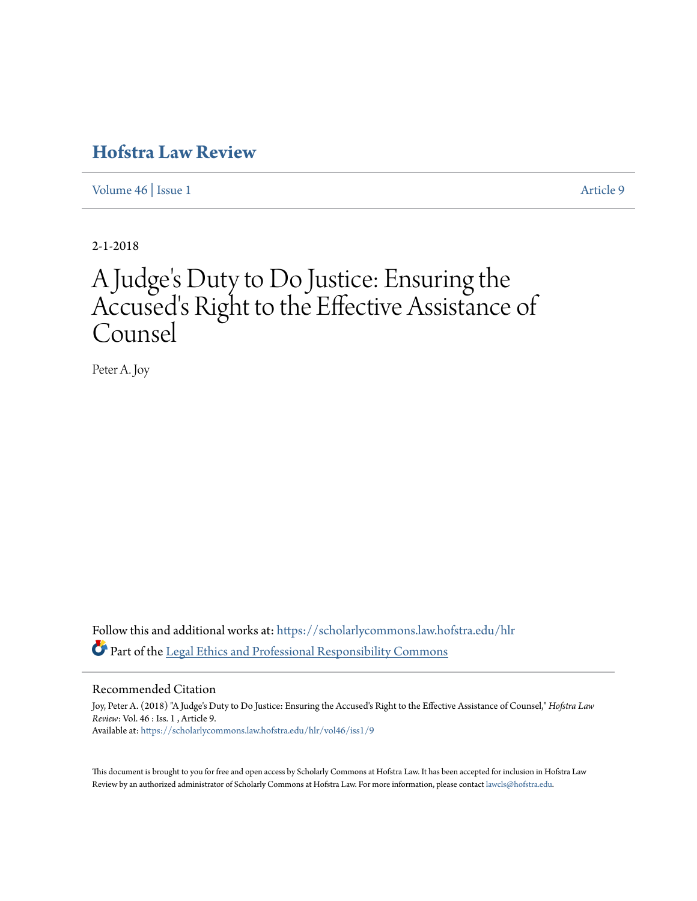# Hofstra Law Review

Volume 46 | Issue 1 Article 9

2-1-2018

# A Judge's Duty to Do Justice: Ensuring the Accused's Right to the Effective Assistance of Counsel

Peter A. Joy

Follow this and additional works at: https://scholarlycommons.law.hofstra.edu/hlr

Part of the Legal Ethics and Professional Responsibility Commons

## Recommended Citation

Joy, Peter A. (2018) "A Judge's Duty to Do Justice: Ensuring the Accused's Right to the Effective Assistance of Counsel," *Hofstra Law Review*: Vol. 46 : Iss. 1 , Article 9.
Available at: https://scholarlycommons.law.hofstra.edu/hlr/vol46/iss1/9

This document is brought to you for free and open access by Scholarly Commons at Hofstra Law. It has been accepted for inclusion in Hofstra Law Review by an authorized administrator of Scholarly Commons at Hofstra Law. For more information, please contact lawcls@hofstra.edu.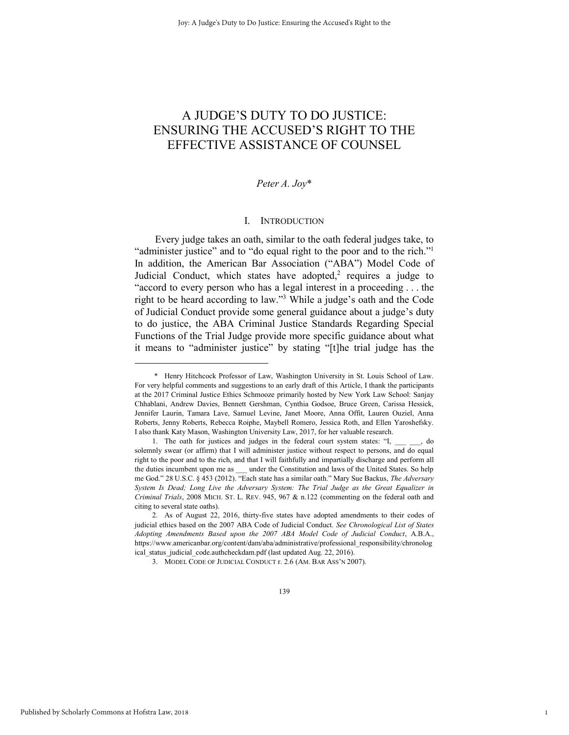# A JUDGE'S DUTY TO DO JUSTICE: ENSURING THE ACCUSED'S RIGHT TO THE EFFECTIVE ASSISTANCE OF COUNSEL

*Peter A. Joy**

## I. INTRODUCTION

Every judge takes an oath, similar to the oath federal judges take, to "administer justice" and to "do equal right to the poor and to the rich."[1] In addition, the American Bar Association ("ABA") Model Code of Judicial Conduct, which states have adopted,[2] requires a judge to "accord to every person who has a legal interest in a proceeding . . . the right to be heard according to law."[3] While a judge's oath and the Code of Judicial Conduct provide some general guidance about a judge's duty to do justice, the ABA Criminal Justice Standards Regarding Special Functions of the Trial Judge provide more specific guidance about what it means to "administer justice" by stating "[t]he trial judge has the

---

\* Henry Hitchcock Professor of Law, Washington University in St. Louis School of Law. For very helpful comments and suggestions to an early draft of this Article, I thank the participants at the 2017 Criminal Justice Ethics Schmooze primarily hosted by New York Law School: Sanjay Chhablani, Andrew Davies, Bennett Gershman, Cynthia Godsoe, Bruce Green, Carissa Hessick, Jennifer Laurin, Tamara Lave, Samuel Levine, Janet Moore, Anna Offit, Lauren Ouziel, Anna Roberts, Jenny Roberts, Rebecca Roiphe, Maybell Romero, Jessica Roth, and Ellen Yaroshefsky. I also thank Katy Mason, Washington University Law, 2017, for her valuable research.

1. The oath for justices and judges in the federal court system states: "I, ___ ___, do solemnly swear (or affirm) that I will administer justice without respect to persons, and do equal right to the poor and to the rich, and that I will faithfully and impartially discharge and perform all the duties incumbent upon me as ___ under the Constitution and laws of the United States. So help me God." 28 U.S.C. § 453 (2012). "Each state has a similar oath." Mary Sue Backus, *The Adversary System Is Dead; Long Live the Adversary System: The Trial Judge as the Great Equalizer in Criminal Trials*, 2008 MICH. ST. L. REV. 945, 967 & n.122 (commenting on the federal oath and citing to several state oaths).

2. As of August 22, 2016, thirty-five states have adopted amendments to their codes of judicial ethics based on the 2007 ABA Code of Judicial Conduct. *See Chronological List of States Adopting Amendments Based upon the 2007 ABA Model Code of Judicial Conduct*, A.B.A., https://www.americanbar.org/content/dam/aba/administrative/professional_responsibility/chronological_status_judicial_code.authcheckdam.pdf (last updated Aug. 22, 2016).

3. MODEL CODE OF JUDICIAL CONDUCT r. 2.6 (AM. BAR ASS'N 2007).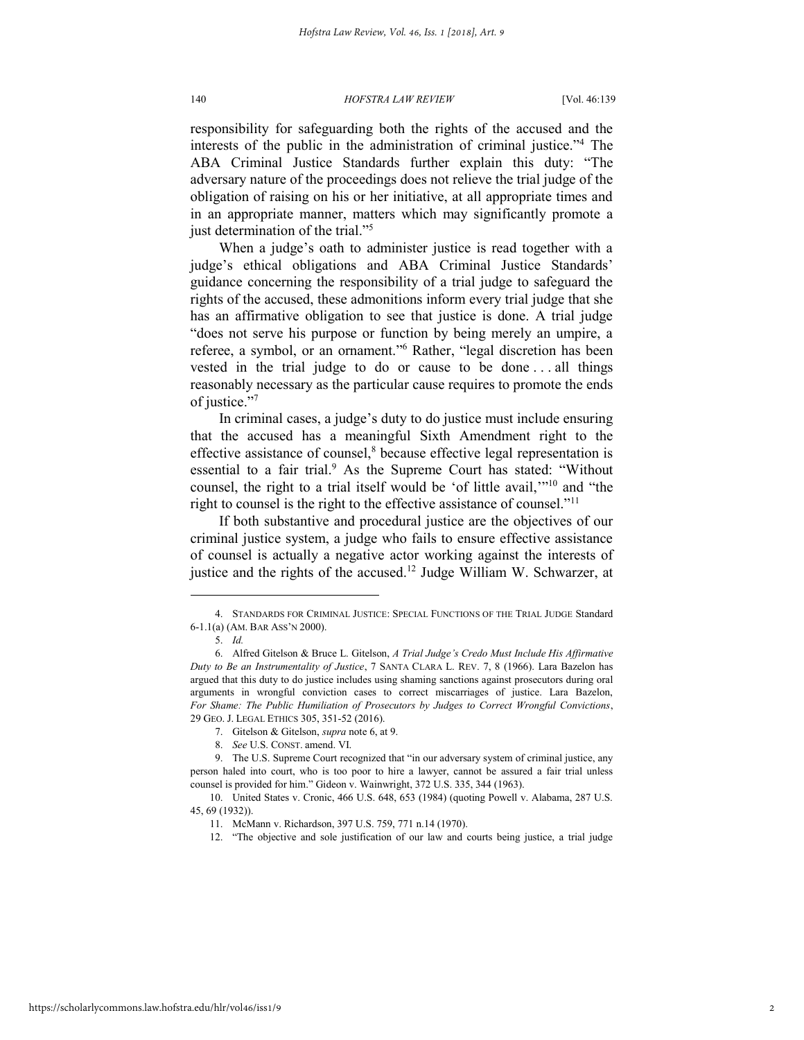responsibility for safeguarding both the rights of the accused and the interests of the public in the administration of criminal justice."[4] The ABA Criminal Justice Standards further explain this duty: "The adversary nature of the proceedings does not relieve the trial judge of the obligation of raising on his or her initiative, at all appropriate times and in an appropriate manner, matters which may significantly promote a just determination of the trial."[5]

When a judge's oath to administer justice is read together with a judge's ethical obligations and ABA Criminal Justice Standards' guidance concerning the responsibility of a trial judge to safeguard the rights of the accused, these admonitions inform every trial judge that she has an affirmative obligation to see that justice is done. A trial judge "does not serve his purpose or function by being merely an umpire, a referee, a symbol, or an ornament."[6] Rather, "legal discretion has been vested in the trial judge to do or cause to be done . . . all things reasonably necessary as the particular cause requires to promote the ends of justice."[7]

In criminal cases, a judge's duty to do justice must include ensuring that the accused has a meaningful Sixth Amendment right to the effective assistance of counsel,[8] because effective legal representation is essential to a fair trial.[9] As the Supreme Court has stated: "Without counsel, the right to a trial itself would be 'of little avail,'"[10] and "the right to counsel is the right to the effective assistance of counsel."[11]

If both substantive and procedural justice are the objectives of our criminal justice system, a judge who fails to ensure effective assistance of counsel is actually a negative actor working against the interests of justice and the rights of the accused.[12] Judge William W. Schwarzer, at

---

4. STANDARDS FOR CRIMINAL JUSTICE: SPECIAL FUNCTIONS OF THE TRIAL JUDGE Standard 6-1.1(a) (AM. BAR ASS'N 2000).

5. *Id.*

6. Alfred Gitelson & Bruce L. Gitelson, *A Trial Judge's Credo Must Include His Affirmative Duty to Be an Instrumentality of Justice*, 7 SANTA CLARA L. REV. 7, 8 (1966). Lara Bazelon has argued that this duty to do justice includes using shaming sanctions against prosecutors during oral arguments in wrongful conviction cases to correct miscarriages of justice. Lara Bazelon, *For Shame: The Public Humiliation of Prosecutors by Judges to Correct Wrongful Convictions*, 29 GEO. J. LEGAL ETHICS 305, 351-52 (2016).

7. Gitelson & Gitelson, *supra* note 6, at 9.

8. *See* U.S. CONST. amend. VI.

9. The U.S. Supreme Court recognized that "in our adversary system of criminal justice, any person haled into court, who is too poor to hire a lawyer, cannot be assured a fair trial unless counsel is provided for him." Gideon v. Wainwright, 372 U.S. 335, 344 (1963).

10. United States v. Cronic, 466 U.S. 648, 653 (1984) (quoting Powell v. Alabama, 287 U.S. 45, 69 (1932)).

11. McMann v. Richardson, 397 U.S. 759, 771 n.14 (1970).

12. "The objective and sole justification of our law and courts being justice, a trial judge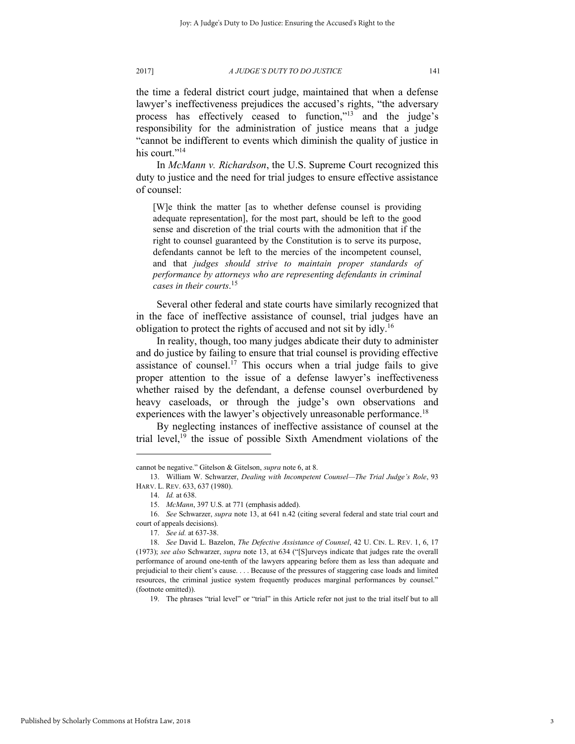the time a federal district court judge, maintained that when a defense lawyer's ineffectiveness prejudices the accused's rights, "the adversary process has effectively ceased to function,"[13] and the judge's responsibility for the administration of justice means that a judge "cannot be indifferent to events which diminish the quality of justice in his court."[14]

In *McMann v. Richardson*, the U.S. Supreme Court recognized this duty to justice and the need for trial judges to ensure effective assistance of counsel:

> [W]e think the matter [as to whether defense counsel is providing adequate representation], for the most part, should be left to the good sense and discretion of the trial courts with the admonition that if the right to counsel guaranteed by the Constitution is to serve its purpose, defendants cannot be left to the mercies of the incompetent counsel, and that *judges should strive to maintain proper standards of performance by attorneys who are representing defendants in criminal cases in their courts*.[15]

Several other federal and state courts have similarly recognized that in the face of ineffective assistance of counsel, trial judges have an obligation to protect the rights of accused and not sit by idly.[16]

In reality, though, too many judges abdicate their duty to administer and do justice by failing to ensure that trial counsel is providing effective assistance of counsel.[17] This occurs when a trial judge fails to give proper attention to the issue of a defense lawyer's ineffectiveness whether raised by the defendant, a defense counsel overburdened by heavy caseloads, or through the judge's own observations and experiences with the lawyer's objectively unreasonable performance.[18]

By neglecting instances of ineffective assistance of counsel at the trial level,[19] the issue of possible Sixth Amendment violations of the

---

cannot be negative." Gitelson & Gitelson, *supra* note 6, at 8.

13. William W. Schwarzer, *Dealing with Incompetent Counsel—The Trial Judge's Role*, 93 HARV. L. REV. 633, 637 (1980).

14. *Id.* at 638.

15. *McMann*, 397 U.S. at 771 (emphasis added).

16. *See* Schwarzer, *supra* note 13, at 641 n.42 (citing several federal and state trial court and court of appeals decisions).

17. *See id.* at 637-38.

18. *See* David L. Bazelon, *The Defective Assistance of Counsel*, 42 U. CIN. L. REV. 1, 6, 17 (1973); *see also* Schwarzer, *supra* note 13, at 634 ("[S]urveys indicate that judges rate the overall performance of around one-tenth of the lawyers appearing before them as less than adequate and prejudicial to their client's cause. . . . Because of the pressures of staggering case loads and limited resources, the criminal justice system frequently produces marginal performances by counsel." (footnote omitted)).

19. The phrases "trial level" or "trial" in this Article refer not just to the trial itself but to all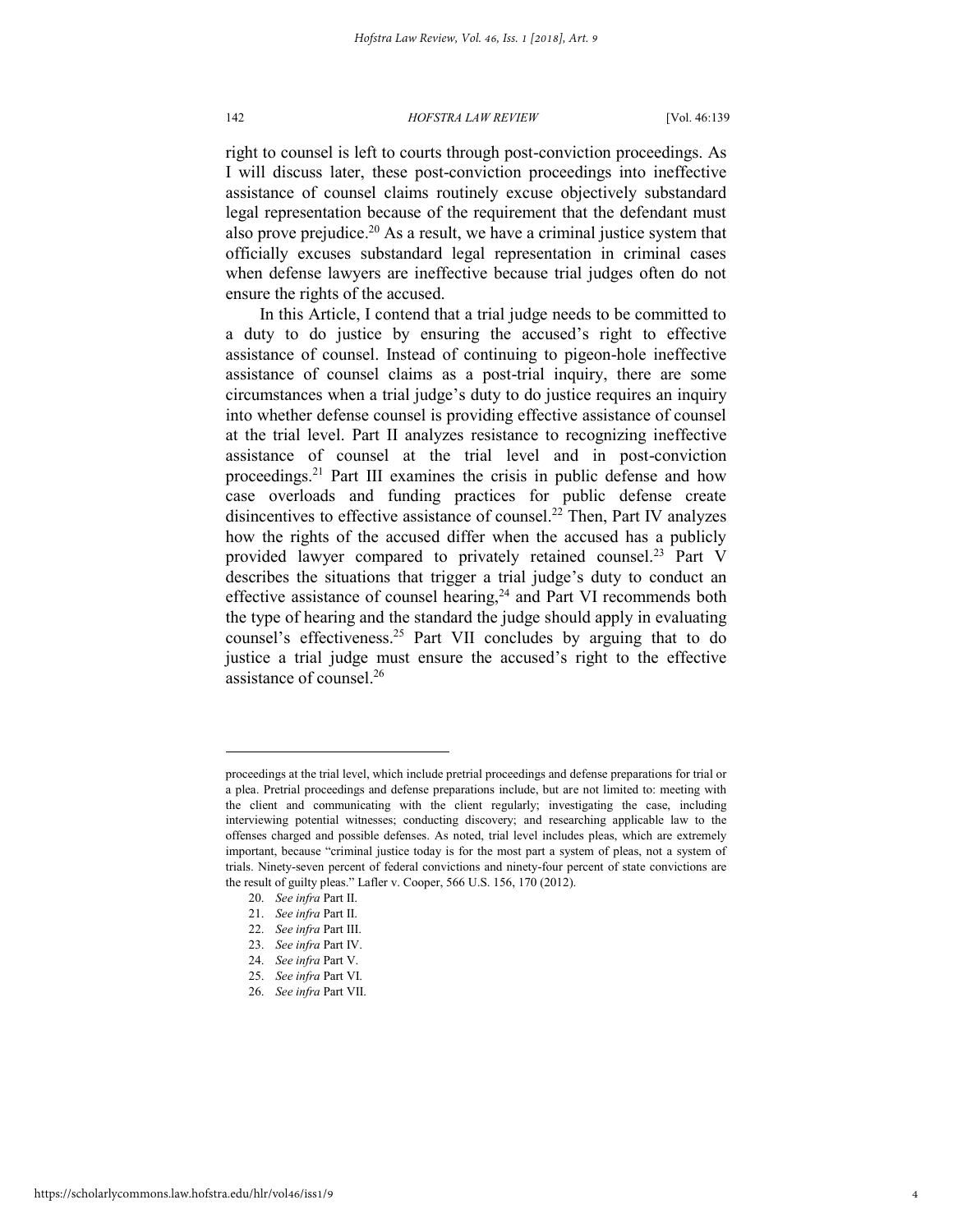right to counsel is left to courts through post-conviction proceedings. As I will discuss later, these post-conviction proceedings into ineffective assistance of counsel claims routinely excuse objectively substandard legal representation because of the requirement that the defendant must also prove prejudice.[20] As a result, we have a criminal justice system that officially excuses substandard legal representation in criminal cases when defense lawyers are ineffective because trial judges often do not ensure the rights of the accused.

In this Article, I contend that a trial judge needs to be committed to a duty to do justice by ensuring the accused's right to effective assistance of counsel. Instead of continuing to pigeon-hole ineffective assistance of counsel claims as a post-trial inquiry, there are some circumstances when a trial judge's duty to do justice requires an inquiry into whether defense counsel is providing effective assistance of counsel at the trial level. Part II analyzes resistance to recognizing ineffective assistance of counsel at the trial level and in post-conviction proceedings.[21] Part III examines the crisis in public defense and how case overloads and funding practices for public defense create disincentives to effective assistance of counsel.[22] Then, Part IV analyzes how the rights of the accused differ when the accused has a publicly provided lawyer compared to privately retained counsel.[23] Part V describes the situations that trigger a trial judge's duty to conduct an effective assistance of counsel hearing,[24] and Part VI recommends both the type of hearing and the standard the judge should apply in evaluating counsel's effectiveness.[25] Part VII concludes by arguing that to do justice a trial judge must ensure the accused's right to the effective assistance of counsel.[26]

---

proceedings at the trial level, which include pretrial proceedings and defense preparations for trial or a plea. Pretrial proceedings and defense preparations include, but are not limited to: meeting with the client and communicating with the client regularly; investigating the case, including interviewing potential witnesses; conducting discovery; and researching applicable law to the offenses charged and possible defenses. As noted, trial level includes pleas, which are extremely important, because "criminal justice today is for the most part a system of pleas, not a system of trials. Ninety-seven percent of federal convictions and ninety-four percent of state convictions are the result of guilty pleas." Lafler v. Cooper, 566 U.S. 156, 170 (2012).

20. *See infra* Part II.

21. *See infra* Part II.

22. *See infra* Part III.

23. *See infra* Part IV.

24. *See infra* Part V.

25. *See infra* Part VI.

26. *See infra* Part VII.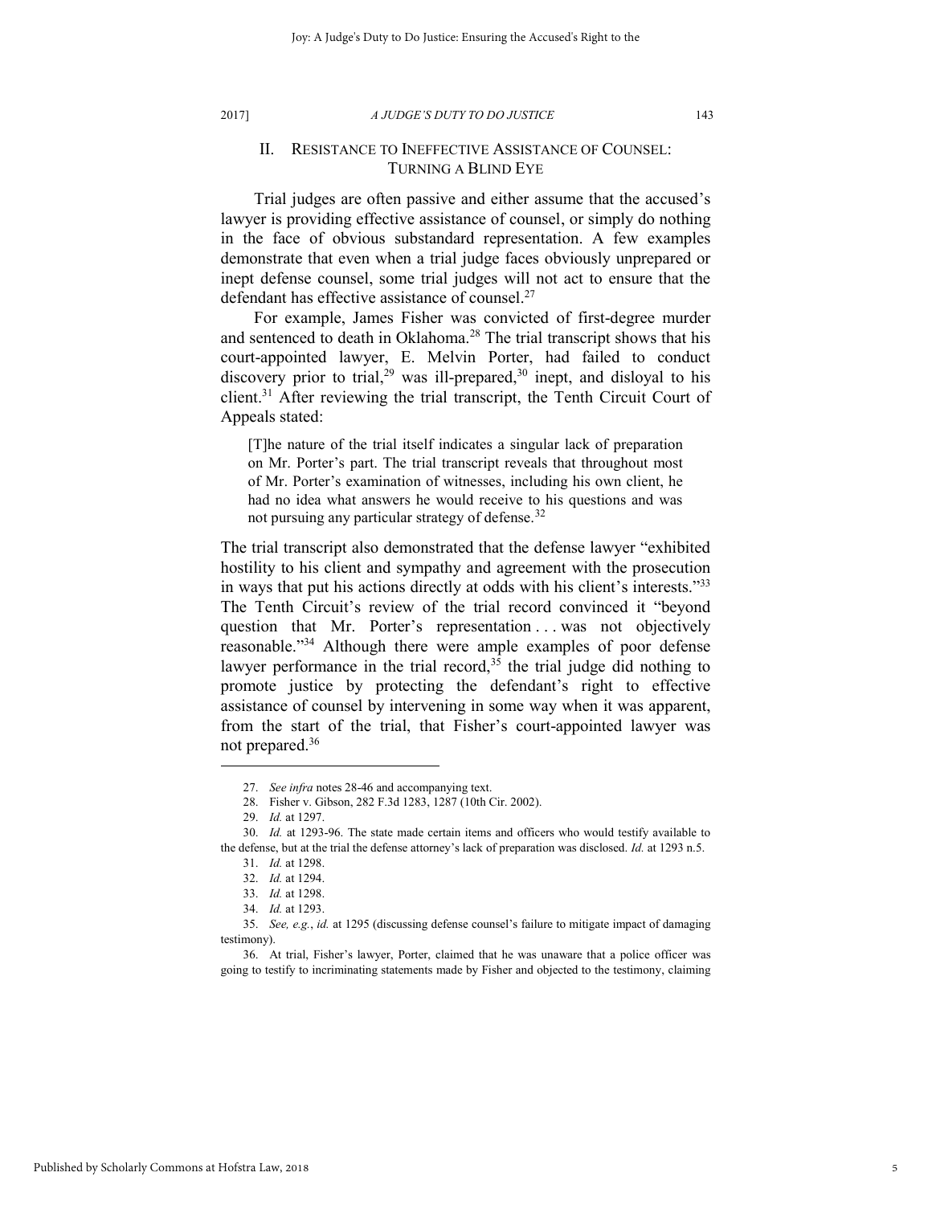## II. RESISTANCE TO INEFFECTIVE ASSISTANCE OF COUNSEL: TURNING A BLIND EYE

Trial judges are often passive and either assume that the accused's lawyer is providing effective assistance of counsel, or simply do nothing in the face of obvious substandard representation. A few examples demonstrate that even when a trial judge faces obviously unprepared or inept defense counsel, some trial judges will not act to ensure that the defendant has effective assistance of counsel.[27]

For example, James Fisher was convicted of first-degree murder and sentenced to death in Oklahoma.[28] The trial transcript shows that his court-appointed lawyer, E. Melvin Porter, had failed to conduct discovery prior to trial,[29] was ill-prepared,[30] inept, and disloyal to his client.[31] After reviewing the trial transcript, the Tenth Circuit Court of Appeals stated:

> [T]he nature of the trial itself indicates a singular lack of preparation on Mr. Porter's part. The trial transcript reveals that throughout most of Mr. Porter's examination of witnesses, including his own client, he had no idea what answers he would receive to his questions and was not pursuing any particular strategy of defense.[32]

The trial transcript also demonstrated that the defense lawyer "exhibited hostility to his client and sympathy and agreement with the prosecution in ways that put his actions directly at odds with his client's interests."[33] The Tenth Circuit's review of the trial record convinced it "beyond question that Mr. Porter's representation . . . was not objectively reasonable."[34] Although there were ample examples of poor defense lawyer performance in the trial record,[35] the trial judge did nothing to promote justice by protecting the defendant's right to effective assistance of counsel by intervening in some way when it was apparent, from the start of the trial, that Fisher's court-appointed lawyer was not prepared.[36]

---

27. *See infra* notes 28-46 and accompanying text.

28. Fisher v. Gibson, 282 F.3d 1283, 1287 (10th Cir. 2002).

29. *Id.* at 1297.

30. *Id.* at 1293-96. The state made certain items and officers who would testify available to the defense, but at the trial the defense attorney's lack of preparation was disclosed. *Id.* at 1293 n.5.

31. *Id.* at 1298.

32. *Id.* at 1294.

33. *Id.* at 1298.

34. *Id.* at 1293.

35. *See, e.g.*, *id.* at 1295 (discussing defense counsel's failure to mitigate impact of damaging testimony).

36. At trial, Fisher's lawyer, Porter, claimed that he was unaware that a police officer was going to testify to incriminating statements made by Fisher and objected to the testimony, claiming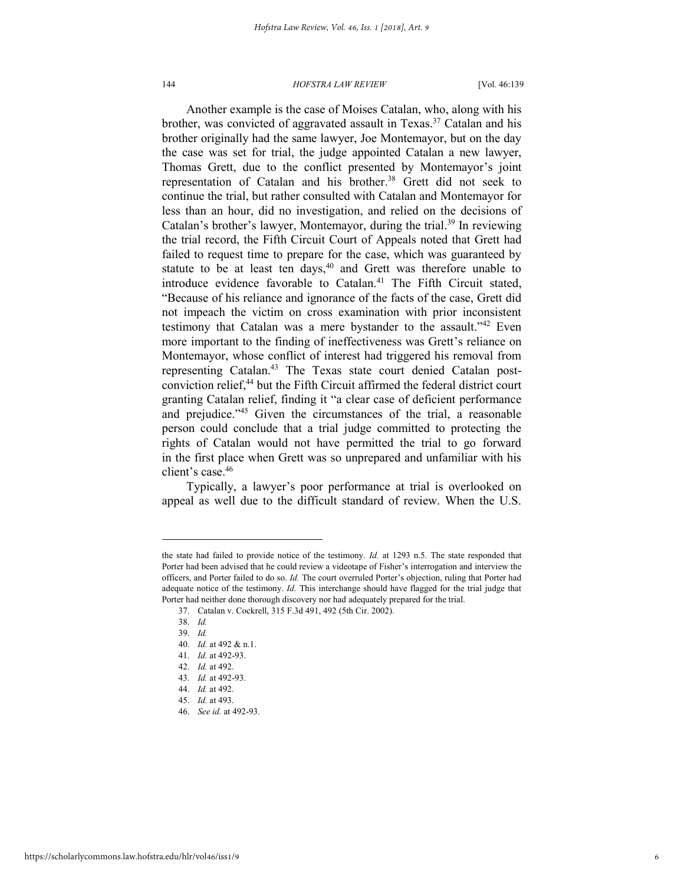Another example is the case of Moises Catalan, who, along with his brother, was convicted of aggravated assault in Texas.[37] Catalan and his brother originally had the same lawyer, Joe Montemayor, but on the day the case was set for trial, the judge appointed Catalan a new lawyer, Thomas Grett, due to the conflict presented by Montemayor's joint representation of Catalan and his brother.[38] Grett did not seek to continue the trial, but rather consulted with Catalan and Montemayor for less than an hour, did no investigation, and relied on the decisions of Catalan's brother's lawyer, Montemayor, during the trial.[39] In reviewing the trial record, the Fifth Circuit Court of Appeals noted that Grett had failed to request time to prepare for the case, which was guaranteed by statute to be at least ten days,[40] and Grett was therefore unable to introduce evidence favorable to Catalan.[41] The Fifth Circuit stated, "Because of his reliance and ignorance of the facts of the case, Grett did not impeach the victim on cross examination with prior inconsistent testimony that Catalan was a mere bystander to the assault."[42] Even more important to the finding of ineffectiveness was Grett's reliance on Montemayor, whose conflict of interest had triggered his removal from representing Catalan.[43] The Texas state court denied Catalan post-conviction relief,[44] but the Fifth Circuit affirmed the federal district court granting Catalan relief, finding it "a clear case of deficient performance and prejudice."[45] Given the circumstances of the trial, a reasonable person could conclude that a trial judge committed to protecting the rights of Catalan would not have permitted the trial to go forward in the first place when Grett was so unprepared and unfamiliar with his client's case.[46]

Typically, a lawyer's poor performance at trial is overlooked on appeal as well due to the difficult standard of review. When the U.S.

---

the state had failed to provide notice of the testimony. *Id.* at 1293 n.5. The state responded that Porter had been advised that he could review a videotape of Fisher's interrogation and interview the officers, and Porter failed to do so. *Id.* The court overruled Porter's objection, ruling that Porter had adequate notice of the testimony. *Id.* This interchange should have flagged for the trial judge that Porter had neither done thorough discovery nor had adequately prepared for the trial.

37. Catalan v. Cockrell, 315 F.3d 491, 492 (5th Cir. 2002).

38. *Id.*

39. *Id.*

40. *Id.* at 492 & n.1.

41. *Id.* at 492-93.

42. *Id.* at 492.

43. *Id.* at 492-93.

44. *Id.* at 492.

45. *Id.* at 493.

46. *See id.* at 492-93.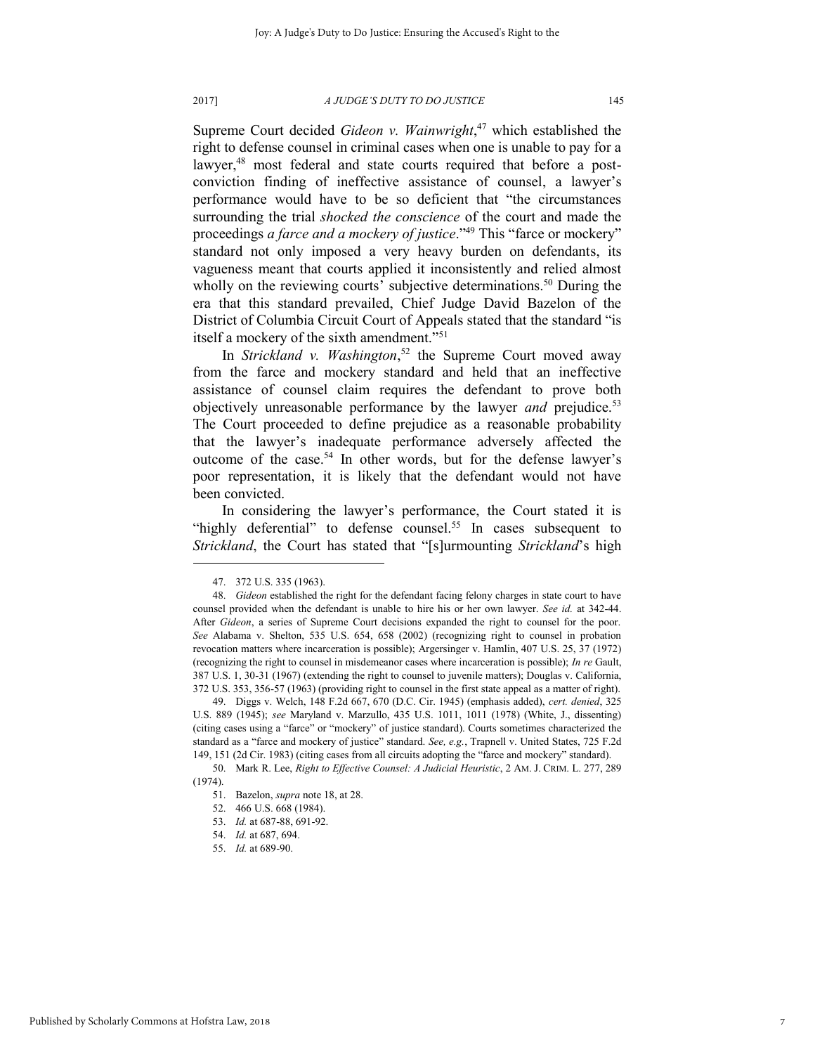Supreme Court decided *Gideon v. Wainwright*,[47] which established the right to defense counsel in criminal cases when one is unable to pay for a lawyer,[48] most federal and state courts required that before a post-conviction finding of ineffective assistance of counsel, a lawyer's performance would have to be so deficient that "the circumstances surrounding the trial *shocked the conscience* of the court and made the proceedings *a farce and a mockery of justice*."[49] This "farce or mockery" standard not only imposed a very heavy burden on defendants, its vagueness meant that courts applied it inconsistently and relied almost wholly on the reviewing courts' subjective determinations.[50] During the era that this standard prevailed, Chief Judge David Bazelon of the District of Columbia Circuit Court of Appeals stated that the standard "is itself a mockery of the sixth amendment."[51]

In *Strickland v. Washington*,[52] the Supreme Court moved away from the farce and mockery standard and held that an ineffective assistance of counsel claim requires the defendant to prove both objectively unreasonable performance by the lawyer *and* prejudice.[53] The Court proceeded to define prejudice as a reasonable probability that the lawyer's inadequate performance adversely affected the outcome of the case.[54] In other words, but for the defense lawyer's poor representation, it is likely that the defendant would not have been convicted.

In considering the lawyer's performance, the Court stated it is "highly deferential" to defense counsel.[55] In cases subsequent to *Strickland*, the Court has stated that "[s]urmounting *Strickland*'s high

---

47. 372 U.S. 335 (1963).

48. *Gideon* established the right for the defendant facing felony charges in state court to have counsel provided when the defendant is unable to hire his or her own lawyer. *See id.* at 342-44. After *Gideon*, a series of Supreme Court decisions expanded the right to counsel for the poor. *See* Alabama v. Shelton, 535 U.S. 654, 658 (2002) (recognizing right to counsel in probation revocation matters where incarceration is possible); Argersinger v. Hamlin, 407 U.S. 25, 37 (1972) (recognizing the right to counsel in misdemeanor cases where incarceration is possible); *In re* Gault, 387 U.S. 1, 30-31 (1967) (extending the right to counsel to juvenile matters); Douglas v. California, 372 U.S. 353, 356-57 (1963) (providing right to counsel in the first state appeal as a matter of right).

49. Diggs v. Welch, 148 F.2d 667, 670 (D.C. Cir. 1945) (emphasis added), *cert. denied*, 325 U.S. 889 (1945); *see* Maryland v. Marzullo, 435 U.S. 1011, 1011 (1978) (White, J., dissenting) (citing cases using a "farce" or "mockery" of justice standard). Courts sometimes characterized the standard as a "farce and mockery of justice" standard. *See, e.g.*, Trapnell v. United States, 725 F.2d 149, 151 (2d Cir. 1983) (citing cases from all circuits adopting the "farce and mockery" standard).

50. Mark R. Lee, *Right to Effective Counsel: A Judicial Heuristic*, 2 AM. J. CRIM. L. 277, 289 (1974).

51. Bazelon, *supra* note 18, at 28.

52. 466 U.S. 668 (1984).

53. *Id.* at 687-88, 691-92.

54. *Id.* at 687, 694.

55. *Id.* at 689-90.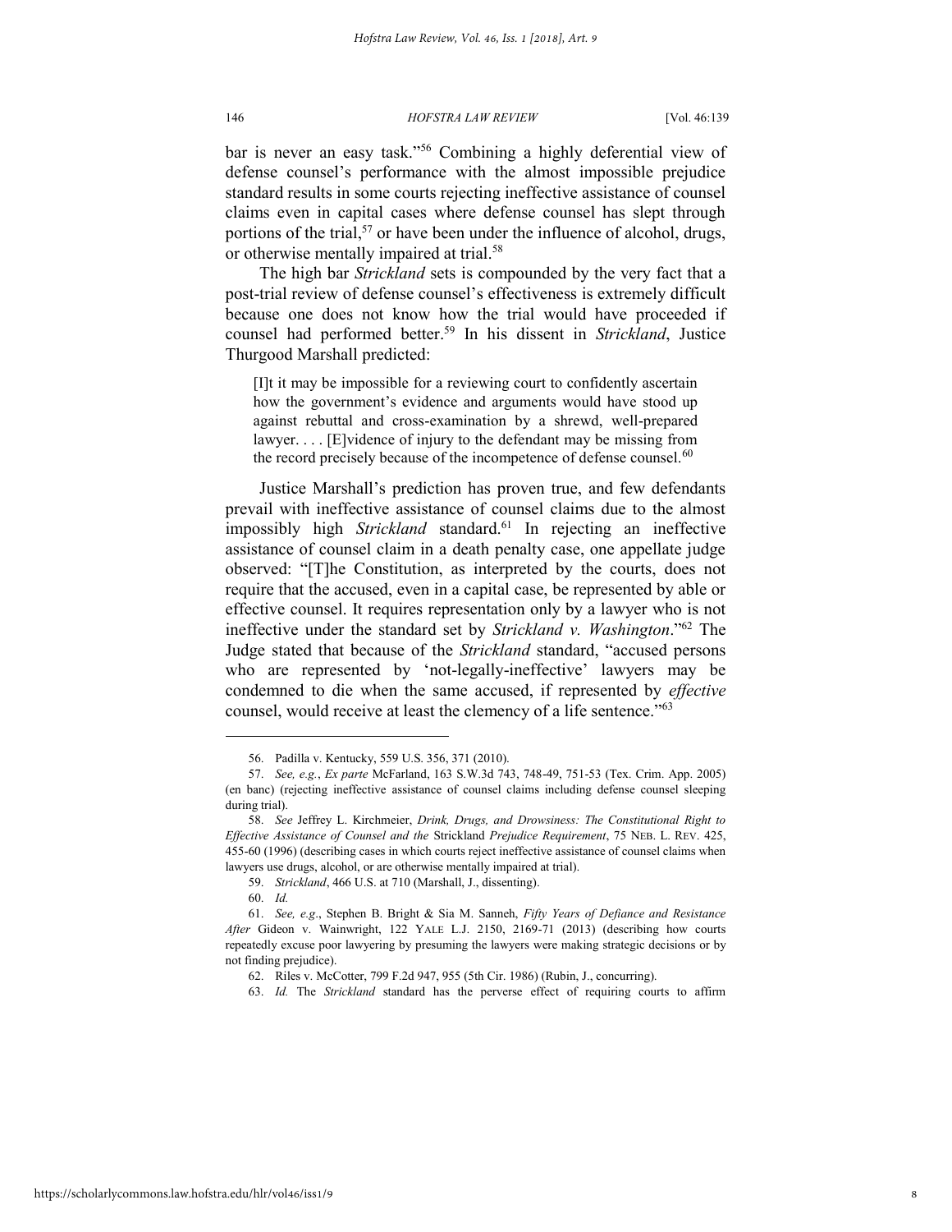bar is never an easy task."[56] Combining a highly deferential view of defense counsel's performance with the almost impossible prejudice standard results in some courts rejecting ineffective assistance of counsel claims even in capital cases where defense counsel has slept through portions of the trial,[57] or have been under the influence of alcohol, drugs, or otherwise mentally impaired at trial.[58]

The high bar *Strickland* sets is compounded by the very fact that a post-trial review of defense counsel's effectiveness is extremely difficult because one does not know how the trial would have proceeded if counsel had performed better.[59] In his dissent in *Strickland*, Justice Thurgood Marshall predicted:

> [I]t it may be impossible for a reviewing court to confidently ascertain how the government's evidence and arguments would have stood up against rebuttal and cross-examination by a shrewd, well-prepared lawyer. . . . [E]vidence of injury to the defendant may be missing from the record precisely because of the incompetence of defense counsel.[60]

Justice Marshall's prediction has proven true, and few defendants prevail with ineffective assistance of counsel claims due to the almost impossibly high *Strickland* standard.[61] In rejecting an ineffective assistance of counsel claim in a death penalty case, one appellate judge observed: "[T]he Constitution, as interpreted by the courts, does not require that the accused, even in a capital case, be represented by able or effective counsel. It requires representation only by a lawyer who is not ineffective under the standard set by *Strickland v. Washington*."[62] The Judge stated that because of the *Strickland* standard, "accused persons who are represented by 'not-legally-ineffective' lawyers may be condemned to die when the same accused, if represented by *effective* counsel, would receive at least the clemency of a life sentence."[63]

---

56. Padilla v. Kentucky, 559 U.S. 356, 371 (2010).

57. *See, e.g.*, *Ex parte* McFarland, 163 S.W.3d 743, 748-49, 751-53 (Tex. Crim. App. 2005) (en banc) (rejecting ineffective assistance of counsel claims including defense counsel sleeping during trial).

58. *See* Jeffrey L. Kirchmeier, *Drink, Drugs, and Drowsiness: The Constitutional Right to Effective Assistance of Counsel and the* Strickland *Prejudice Requirement*, 75 NEB. L. REV. 425, 455-60 (1996) (describing cases in which courts reject ineffective assistance of counsel claims when lawyers use drugs, alcohol, or are otherwise mentally impaired at trial).

59. *Strickland*, 466 U.S. at 710 (Marshall, J., dissenting).

60. *Id.*

61. *See, e.g.*, Stephen B. Bright & Sia M. Sanneh, *Fifty Years of Defiance and Resistance After* Gideon v. Wainwright, 122 YALE L.J. 2150, 2169-71 (2013) (describing how courts repeatedly excuse poor lawyering by presuming the lawyers were making strategic decisions or by not finding prejudice).

62. Riles v. McCotter, 799 F.2d 947, 955 (5th Cir. 1986) (Rubin, J., concurring).

63. *Id.* The *Strickland* standard has the perverse effect of requiring courts to affirm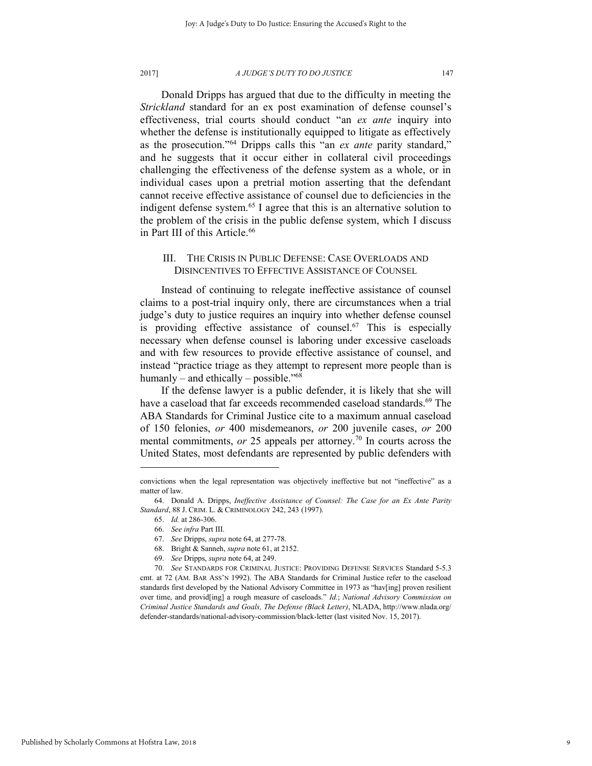Donald Dripps has argued that due to the difficulty in meeting the *Strickland* standard for an ex post examination of defense counsel's effectiveness, trial courts should conduct "an *ex ante* inquiry into whether the defense is institutionally equipped to litigate as effectively as the prosecution."[64] Dripps calls this "an *ex ante* parity standard," and he suggests that it occur either in collateral civil proceedings challenging the effectiveness of the defense system as a whole, or in individual cases upon a pretrial motion asserting that the defendant cannot receive effective assistance of counsel due to deficiencies in the indigent defense system.[65] I agree that this is an alternative solution to the problem of the crisis in the public defense system, which I discuss in Part III of this Article.[66]

## III. THE CRISIS IN PUBLIC DEFENSE: CASE OVERLOADS AND DISINCENTIVES TO EFFECTIVE ASSISTANCE OF COUNSEL

Instead of continuing to relegate ineffective assistance of counsel claims to a post-trial inquiry only, there are circumstances when a trial judge's duty to justice requires an inquiry into whether defense counsel is providing effective assistance of counsel.[67] This is especially necessary when defense counsel is laboring under excessive caseloads and with few resources to provide effective assistance of counsel, and instead "practice triage as they attempt to represent more people than is humanly – and ethically – possible."[68]

If the defense lawyer is a public defender, it is likely that she will have a caseload that far exceeds recommended caseload standards.[69] The ABA Standards for Criminal Justice cite to a maximum annual caseload of 150 felonies, *or* 400 misdemeanors, *or* 200 juvenile cases, *or* 200 mental commitments, *or* 25 appeals per attorney.[70] In courts across the United States, most defendants are represented by public defenders with

---

convictions when the legal representation was objectively ineffective but not "ineffective" as a matter of law.

64. Donald A. Dripps, *Ineffective Assistance of Counsel: The Case for an Ex Ante Parity Standard*, 88 J. CRIM. L. & CRIMINOLOGY 242, 243 (1997).

65. *Id.* at 286-306.

66. *See infra* Part III.

67. *See* Dripps, *supra* note 64, at 277-78.

68. Bright & Sanneh, *supra* note 61, at 2152.

69. *See* Dripps, *supra* note 64, at 249.

70. *See* STANDARDS FOR CRIMINAL JUSTICE: PROVIDING DEFENSE SERVICES Standard 5-5.3 cmt. at 72 (AM. BAR ASS'N 1992). The ABA Standards for Criminal Justice refer to the caseload standards first developed by the National Advisory Committee in 1973 as "hav[ing] proven resilient over time, and provid[ing] a rough measure of caseloads." *Id.*; *National Advisory Commission on Criminal Justice Standards and Goals, The Defense (Black Letter)*, NLADA, http://www.nlada.org/defender-standards/national-advisory-commission/black-letter (last visited Nov. 15, 2017).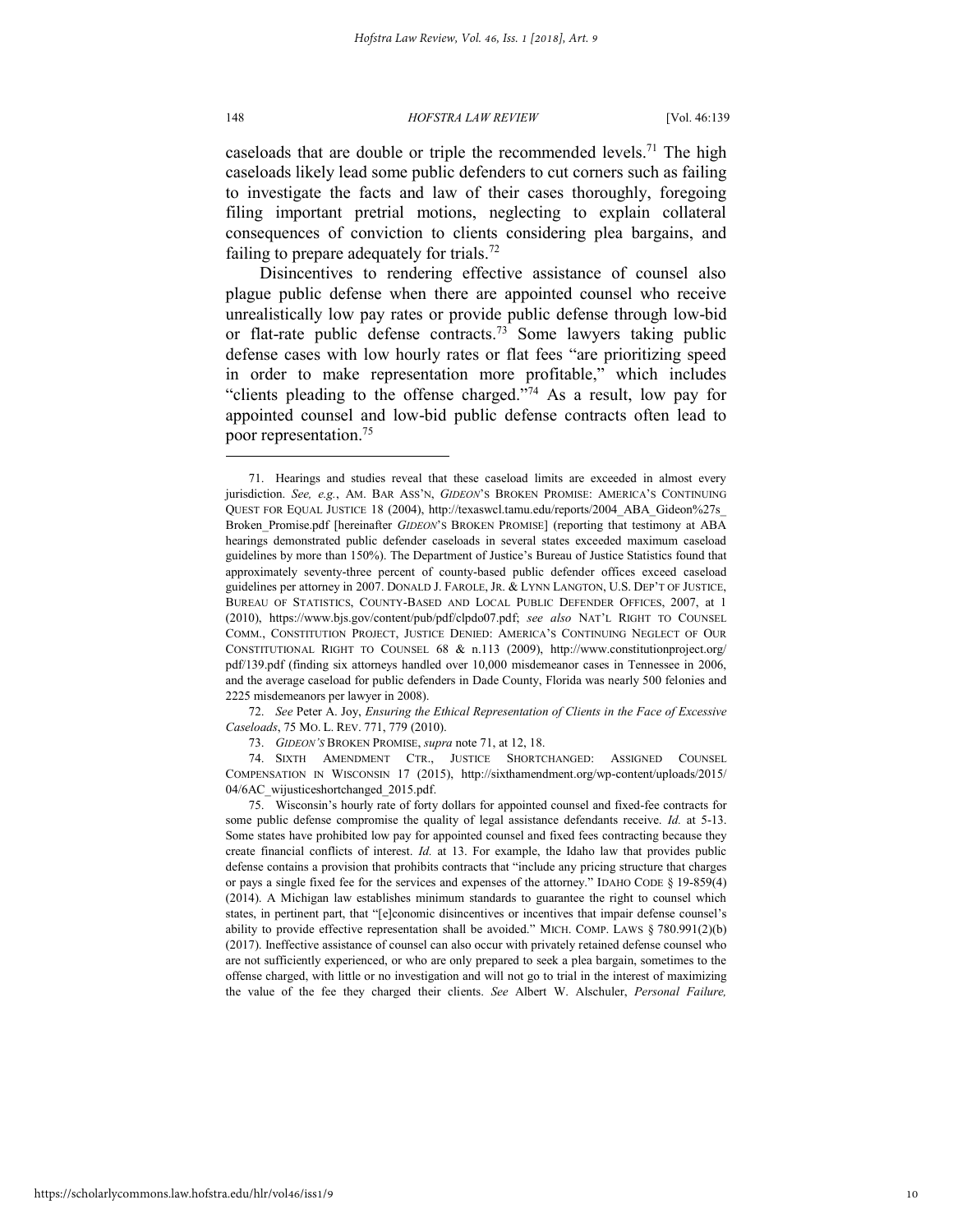caseloads that are double or triple the recommended levels.[71] The high caseloads likely lead some public defenders to cut corners such as failing to investigate the facts and law of their cases thoroughly, foregoing filing important pretrial motions, neglecting to explain collateral consequences of conviction to clients considering plea bargains, and failing to prepare adequately for trials.[72]

Disincentives to rendering effective assistance of counsel also plague public defense when there are appointed counsel who receive unrealistically low pay rates or provide public defense through low-bid or flat-rate public defense contracts.[73] Some lawyers taking public defense cases with low hourly rates or flat fees "are prioritizing speed in order to make representation more profitable," which includes "clients pleading to the offense charged."[74] As a result, low pay for appointed counsel and low-bid public defense contracts often lead to poor representation.[75]

---

71. Hearings and studies reveal that these caseload limits are exceeded in almost every jurisdiction. *See, e.g.*, AM. BAR ASS'N, *GIDEON*'S BROKEN PROMISE: AMERICA'S CONTINUING QUEST FOR EQUAL JUSTICE 18 (2004), http://texaswcl.tamu.edu/reports/2004_ABA_Gideon%27s_Broken_Promise.pdf [hereinafter *GIDEON*'S BROKEN PROMISE] (reporting that testimony at ABA hearings demonstrated public defender caseloads in several states exceeded maximum caseload guidelines by more than 150%). The Department of Justice's Bureau of Justice Statistics found that approximately seventy-three percent of county-based public defender offices exceed caseload guidelines per attorney in 2007. DONALD J. FAROLE, JR. & LYNN LANGTON, U.S. DEP'T OF JUSTICE, BUREAU OF STATISTICS, COUNTY-BASED AND LOCAL PUBLIC DEFENDER OFFICES, 2007, at 1 (2010), https://www.bjs.gov/content/pub/pdf/clpdo07.pdf; *see also* NAT'L RIGHT TO COUNSEL COMM., CONSTITUTION PROJECT, JUSTICE DENIED: AMERICA'S CONTINUING NEGLECT OF OUR CONSTITUTIONAL RIGHT TO COUNSEL 68 & n.113 (2009), http://www.constitutionproject.org/pdf/139.pdf (finding six attorneys handled over 10,000 misdemeanor cases in Tennessee in 2006, and the average caseload for public defenders in Dade County, Florida was nearly 500 felonies and 2225 misdemeanors per lawyer in 2008).

72. *See* Peter A. Joy, *Ensuring the Ethical Representation of Clients in the Face of Excessive Caseloads*, 75 MO. L. REV. 771, 779 (2010).

73. *GIDEON'S* BROKEN PROMISE, *supra* note 71, at 12, 18.

74. SIXTH AMENDMENT CTR., JUSTICE SHORTCHANGED: ASSIGNED COUNSEL COMPENSATION IN WISCONSIN 17 (2015), http://sixthamendment.org/wp-content/uploads/2015/04/6AC_wijusticeshortchanged_2015.pdf.

75. Wisconsin's hourly rate of forty dollars for appointed counsel and fixed-fee contracts for some public defense compromise the quality of legal assistance defendants receive. *Id.* at 5-13. Some states have prohibited low pay for appointed counsel and fixed fees contracting because they create financial conflicts of interest. *Id.* at 13. For example, the Idaho law that provides public defense contains a provision that prohibits contracts that "include any pricing structure that charges or pays a single fixed fee for the services and expenses of the attorney." IDAHO CODE § 19-859(4) (2014). A Michigan law establishes minimum standards to guarantee the right to counsel which states, in pertinent part, that "[e]conomic disincentives or incentives that impair defense counsel's ability to provide effective representation shall be avoided." MICH. COMP. LAWS § 780.991(2)(b) (2017). Ineffective assistance of counsel can also occur with privately retained defense counsel who are not sufficiently experienced, or who are only prepared to seek a plea bargain, sometimes to the offense charged, with little or no investigation and will not go to trial in the interest of maximizing the value of the fee they charged their clients. *See* Albert W. Alschuler, *Personal Failure,*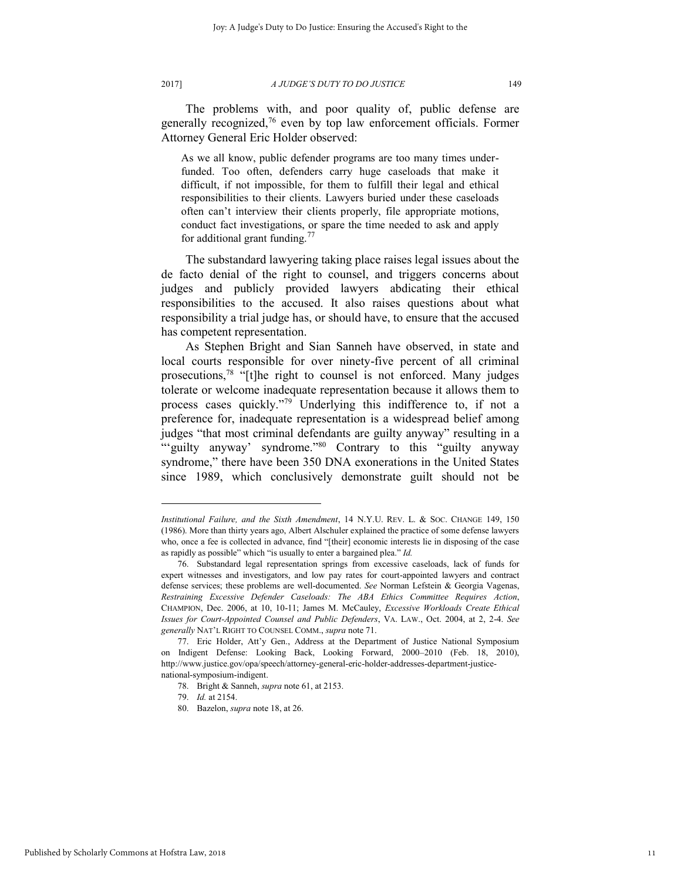The problems with, and poor quality of, public defense are generally recognized,[76] even by top law enforcement officials. Former Attorney General Eric Holder observed:

> As we all know, public defender programs are too many times under-funded. Too often, defenders carry huge caseloads that make it difficult, if not impossible, for them to fulfill their legal and ethical responsibilities to their clients. Lawyers buried under these caseloads often can't interview their clients properly, file appropriate motions, conduct fact investigations, or spare the time needed to ask and apply for additional grant funding.[77]

The substandard lawyering taking place raises legal issues about the de facto denial of the right to counsel, and triggers concerns about judges and publicly provided lawyers abdicating their ethical responsibilities to the accused. It also raises questions about what responsibility a trial judge has, or should have, to ensure that the accused has competent representation.

As Stephen Bright and Sian Sanneh have observed, in state and local courts responsible for over ninety-five percent of all criminal prosecutions,[78] "[t]he right to counsel is not enforced. Many judges tolerate or welcome inadequate representation because it allows them to process cases quickly."[79] Underlying this indifference to, if not a preference for, inadequate representation is a widespread belief among judges "that most criminal defendants are guilty anyway" resulting in a "'guilty anyway' syndrome."[80] Contrary to this "guilty anyway syndrome," there have been 350 DNA exonerations in the United States since 1989, which conclusively demonstrate guilt should not be

---

*Institutional Failure, and the Sixth Amendment*, 14 N.Y.U. REV. L. & SOC. CHANGE 149, 150 (1986). More than thirty years ago, Albert Alschuler explained the practice of some defense lawyers who, once a fee is collected in advance, find "[their] economic interests lie in disposing of the case as rapidly as possible" which "is usually to enter a bargained plea." *Id.*

76. Substandard legal representation springs from excessive caseloads, lack of funds for expert witnesses and investigators, and low pay rates for court-appointed lawyers and contract defense services; these problems are well-documented. *See* Norman Lefstein & Georgia Vagenas, *Restraining Excessive Defender Caseloads: The ABA Ethics Committee Requires Action*, CHAMPION, Dec. 2006, at 10, 10-11; James M. McCauley, *Excessive Workloads Create Ethical Issues for Court-Appointed Counsel and Public Defenders*, VA. LAW., Oct. 2004, at 2, 2-4. *See generally* NAT'L RIGHT TO COUNSEL COMM., *supra* note 71.

77. Eric Holder, Att'y Gen., Address at the Department of Justice National Symposium on Indigent Defense: Looking Back, Looking Forward, 2000–2010 (Feb. 18, 2010), http://www.justice.gov/opa/speech/attorney-general-eric-holder-addresses-department-justice-national-symposium-indigent.

78. Bright & Sanneh, *supra* note 61, at 2153.

79. *Id.* at 2154.

80. Bazelon, *supra* note 18, at 26.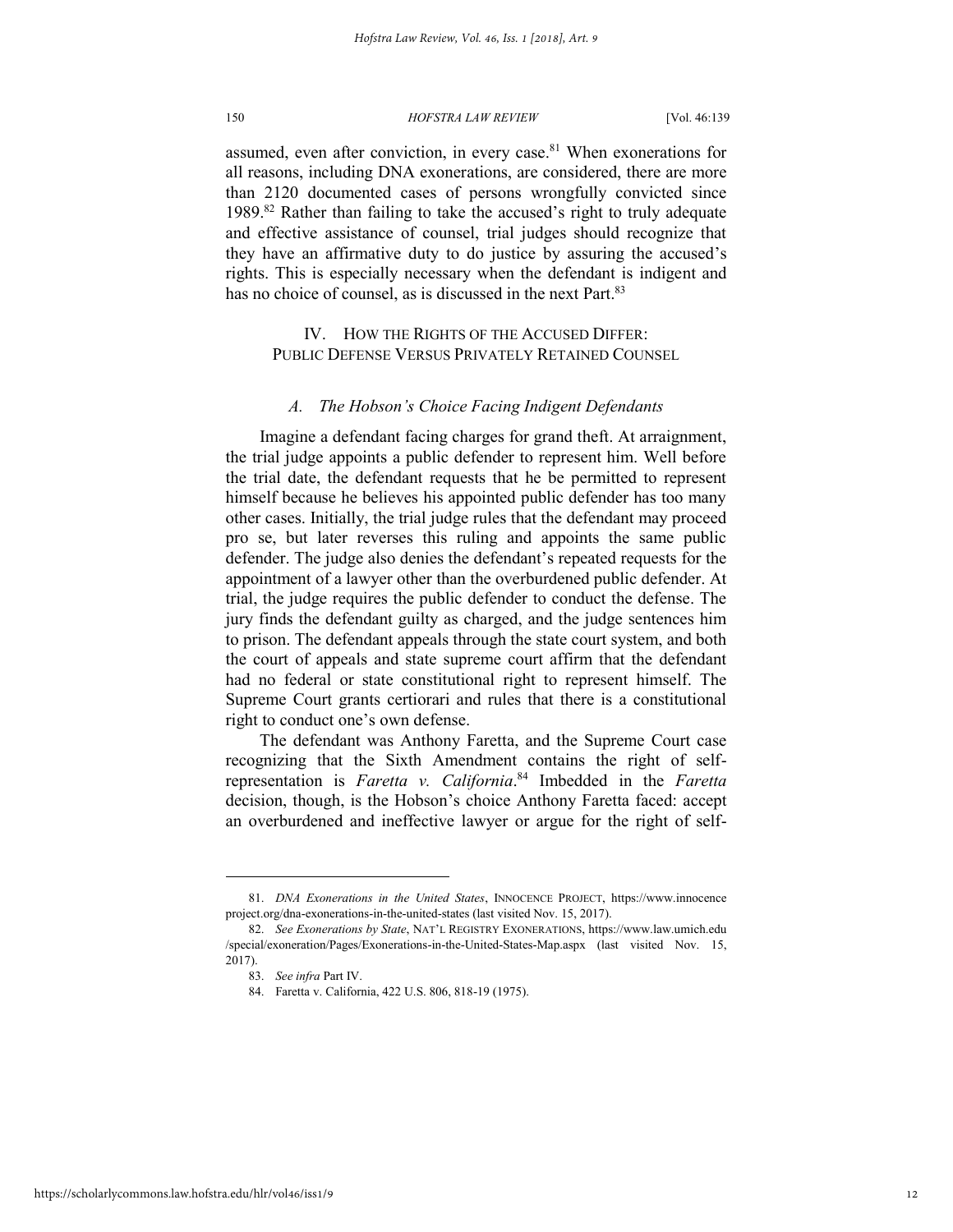assumed, even after conviction, in every case.[81] When exonerations for all reasons, including DNA exonerations, are considered, there are more than 2120 documented cases of persons wrongfully convicted since 1989.[82] Rather than failing to take the accused's right to truly adequate and effective assistance of counsel, trial judges should recognize that they have an affirmative duty to do justice by assuring the accused's rights. This is especially necessary when the defendant is indigent and has no choice of counsel, as is discussed in the next Part.[83]

## IV. HOW THE RIGHTS OF THE ACCUSED DIFFER: PUBLIC DEFENSE VERSUS PRIVATELY RETAINED COUNSEL

### *A. The Hobson's Choice Facing Indigent Defendants*

Imagine a defendant facing charges for grand theft. At arraignment, the trial judge appoints a public defender to represent him. Well before the trial date, the defendant requests that he be permitted to represent himself because he believes his appointed public defender has too many other cases. Initially, the trial judge rules that the defendant may proceed pro se, but later reverses this ruling and appoints the same public defender. The judge also denies the defendant's repeated requests for the appointment of a lawyer other than the overburdened public defender. At trial, the judge requires the public defender to conduct the defense. The jury finds the defendant guilty as charged, and the judge sentences him to prison. The defendant appeals through the state court system, and both the court of appeals and state supreme court affirm that the defendant had no federal or state constitutional right to represent himself. The Supreme Court grants certiorari and rules that there is a constitutional right to conduct one's own defense.

The defendant was Anthony Faretta, and the Supreme Court case recognizing that the Sixth Amendment contains the right of self-representation is *Faretta v. California*.[84] Imbedded in the *Faretta* decision, though, is the Hobson's choice Anthony Faretta faced: accept an overburdened and ineffective lawyer or argue for the right of self-

---

81. *DNA Exonerations in the United States*, INNOCENCE PROJECT, https://www.innocenceproject.org/dna-exonerations-in-the-united-states (last visited Nov. 15, 2017).

82. *See Exonerations by State*, NAT'L REGISTRY EXONERATIONS, https://www.law.umich.edu/special/exoneration/Pages/Exonerations-in-the-United-States-Map.aspx (last visited Nov. 15, 2017).

83. *See infra* Part IV.

84. Faretta v. California, 422 U.S. 806, 818-19 (1975).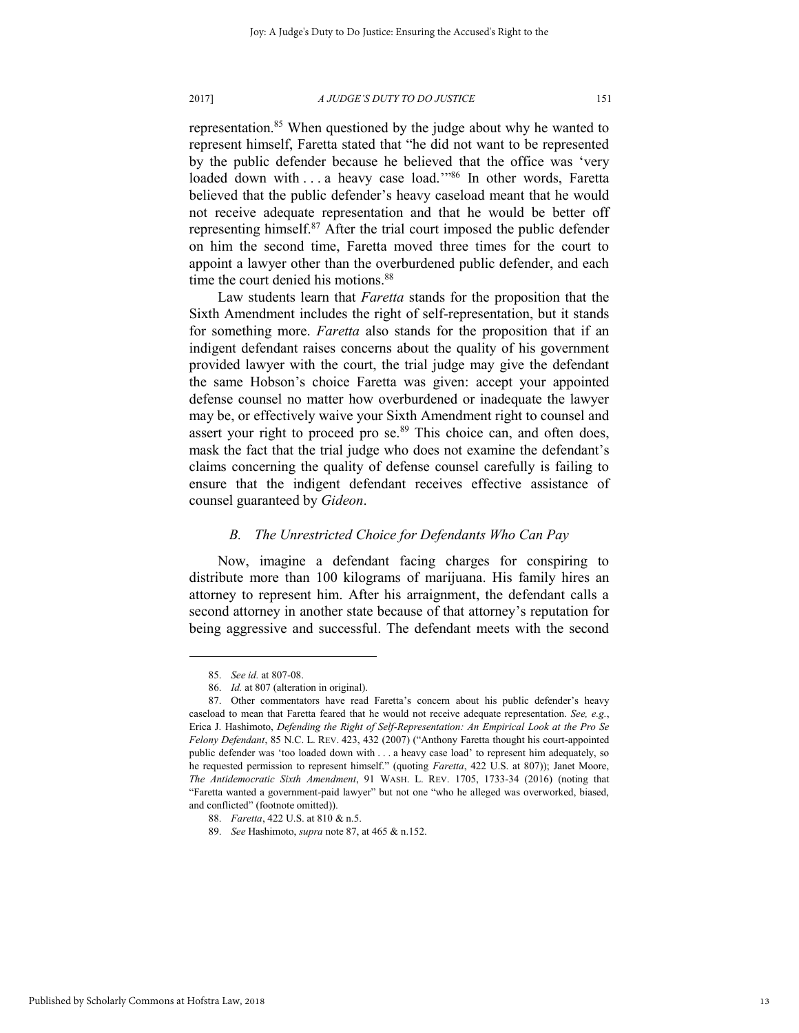representation.[85] When questioned by the judge about why he wanted to represent himself, Faretta stated that "he did not want to be represented by the public defender because he believed that the office was 'very loaded down with . . . a heavy case load.'"[86] In other words, Faretta believed that the public defender's heavy caseload meant that he would not receive adequate representation and that he would be better off representing himself.[87] After the trial court imposed the public defender on him the second time, Faretta moved three times for the court to appoint a lawyer other than the overburdened public defender, and each time the court denied his motions.[88]

Law students learn that *Faretta* stands for the proposition that the Sixth Amendment includes the right of self-representation, but it stands for something more. *Faretta* also stands for the proposition that if an indigent defendant raises concerns about the quality of his government provided lawyer with the court, the trial judge may give the defendant the same Hobson's choice Faretta was given: accept your appointed defense counsel no matter how overburdened or inadequate the lawyer may be, or effectively waive your Sixth Amendment right to counsel and assert your right to proceed pro se.[89] This choice can, and often does, mask the fact that the trial judge who does not examine the defendant's claims concerning the quality of defense counsel carefully is failing to ensure that the indigent defendant receives effective assistance of counsel guaranteed by *Gideon*.

### *B. The Unrestricted Choice for Defendants Who Can Pay*

Now, imagine a defendant facing charges for conspiring to distribute more than 100 kilograms of marijuana. His family hires an attorney to represent him. After his arraignment, the defendant calls a second attorney in another state because of that attorney's reputation for being aggressive and successful. The defendant meets with the second

---

85. *See id.* at 807-08.

86. *Id.* at 807 (alteration in original).

87. Other commentators have read Faretta's concern about his public defender's heavy caseload to mean that Faretta feared that he would not receive adequate representation. *See, e.g.*, Erica J. Hashimoto, *Defending the Right of Self-Representation: An Empirical Look at the Pro Se Felony Defendant*, 85 N.C. L. REV. 423, 432 (2007) ("Anthony Faretta thought his court-appointed public defender was 'too loaded down with . . . a heavy case load' to represent him adequately, so he requested permission to represent himself." (quoting *Faretta*, 422 U.S. at 807)); Janet Moore, *The Antidemocratic Sixth Amendment*, 91 WASH. L. REV. 1705, 1733-34 (2016) (noting that "Faretta wanted a government-paid lawyer" but not one "who he alleged was overworked, biased, and conflicted" (footnote omitted)).

88. *Faretta*, 422 U.S. at 810 & n.5.

89. *See* Hashimoto, *supra* note 87, at 465 & n.152.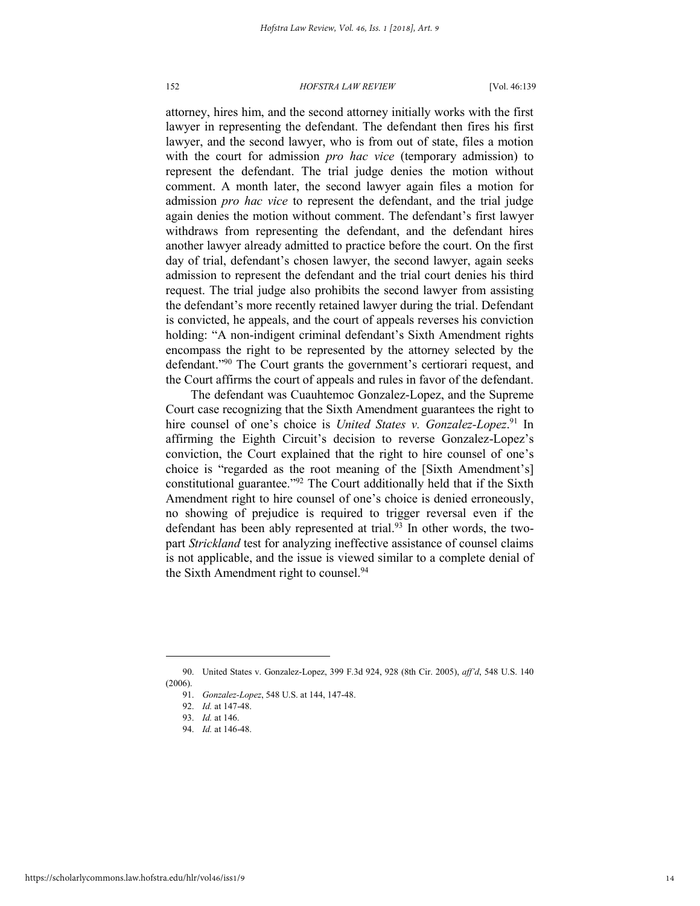attorney, hires him, and the second attorney initially works with the first lawyer in representing the defendant. The defendant then fires his first lawyer, and the second lawyer, who is from out of state, files a motion with the court for admission *pro hac vice* (temporary admission) to represent the defendant. The trial judge denies the motion without comment. A month later, the second lawyer again files a motion for admission *pro hac vice* to represent the defendant, and the trial judge again denies the motion without comment. The defendant's first lawyer withdraws from representing the defendant, and the defendant hires another lawyer already admitted to practice before the court. On the first day of trial, defendant's chosen lawyer, the second lawyer, again seeks admission to represent the defendant and the trial court denies his third request. The trial judge also prohibits the second lawyer from assisting the defendant's more recently retained lawyer during the trial. Defendant is convicted, he appeals, and the court of appeals reverses his conviction holding: "A non-indigent criminal defendant's Sixth Amendment rights encompass the right to be represented by the attorney selected by the defendant."[90] The Court grants the government's certiorari request, and the Court affirms the court of appeals and rules in favor of the defendant.

The defendant was Cuauhtemoc Gonzalez-Lopez, and the Supreme Court case recognizing that the Sixth Amendment guarantees the right to hire counsel of one's choice is *United States v. Gonzalez-Lopez*.[91] In affirming the Eighth Circuit's decision to reverse Gonzalez-Lopez's conviction, the Court explained that the right to hire counsel of one's choice is "regarded as the root meaning of the [Sixth Amendment's] constitutional guarantee."[92] The Court additionally held that if the Sixth Amendment right to hire counsel of one's choice is denied erroneously, no showing of prejudice is required to trigger reversal even if the defendant has been ably represented at trial.[93] In other words, the two-part *Strickland* test for analyzing ineffective assistance of counsel claims is not applicable, and the issue is viewed similar to a complete denial of the Sixth Amendment right to counsel.[94]

---

90. United States v. Gonzalez-Lopez, 399 F.3d 924, 928 (8th Cir. 2005), *aff'd*, 548 U.S. 140 (2006).

91. *Gonzalez-Lopez*, 548 U.S. at 144, 147-48.

92. *Id.* at 147-48.

93. *Id.* at 146.

94. *Id.* at 146-48.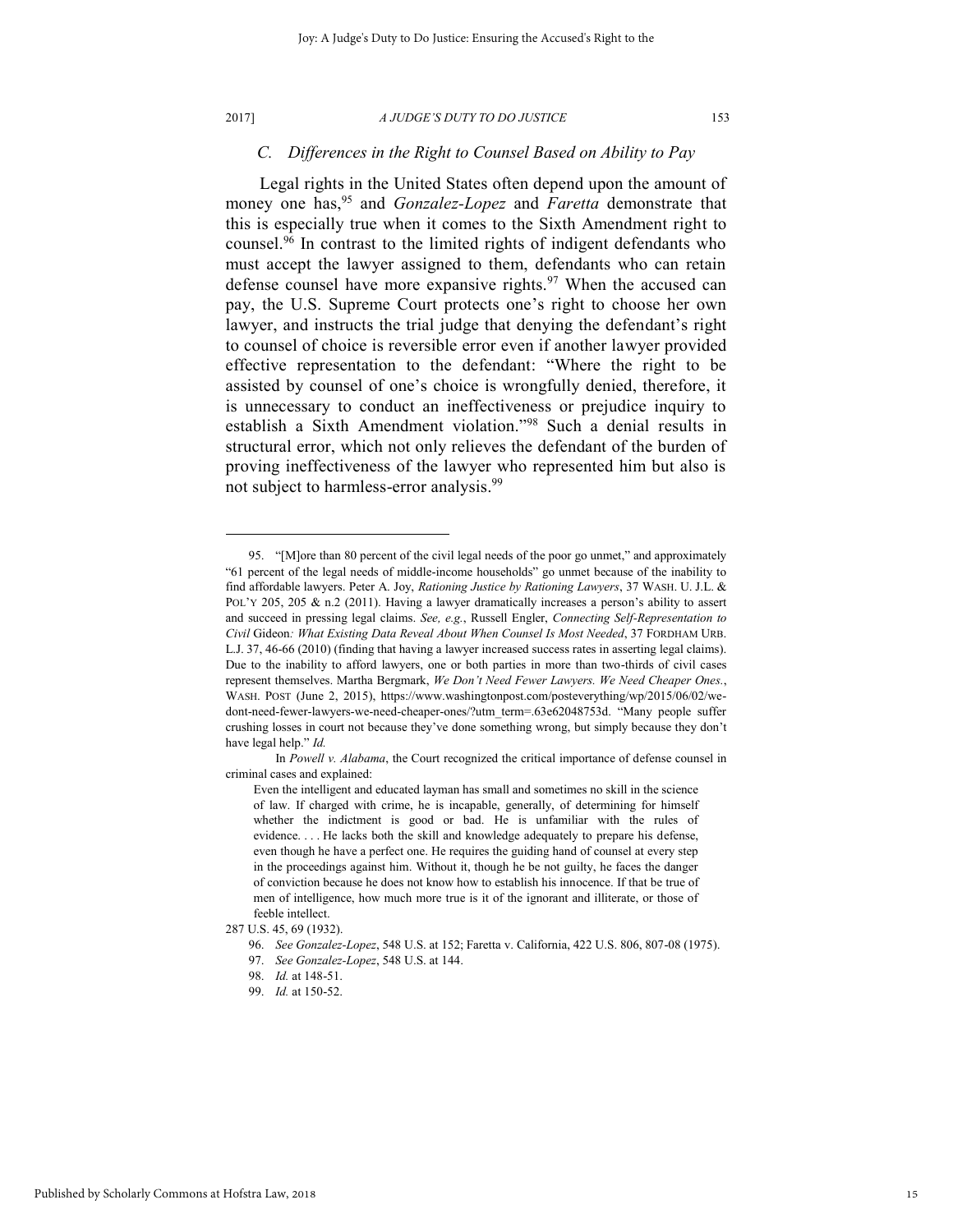### C. *Differences in the Right to Counsel Based on Ability to Pay*

Legal rights in the United States often depend upon the amount of money one has,[95] and *Gonzalez-Lopez* and *Faretta* demonstrate that this is especially true when it comes to the Sixth Amendment right to counsel.[96] In contrast to the limited rights of indigent defendants who must accept the lawyer assigned to them, defendants who can retain defense counsel have more expansive rights.[97] When the accused can pay, the U.S. Supreme Court protects one's right to choose her own lawyer, and instructs the trial judge that denying the defendant's right to counsel of choice is reversible error even if another lawyer provided effective representation to the defendant: "Where the right to be assisted by counsel of one's choice is wrongfully denied, therefore, it is unnecessary to conduct an ineffectiveness or prejudice inquiry to establish a Sixth Amendment violation."[98] Such a denial results in structural error, which not only relieves the defendant of the burden of proving ineffectiveness of the lawyer who represented him but also is not subject to harmless-error analysis.[99]

---

95. "[M]ore than 80 percent of the civil legal needs of the poor go unmet," and approximately "61 percent of the legal needs of middle-income households" go unmet because of the inability to find affordable lawyers. Peter A. Joy, *Rationing Justice by Rationing Lawyers*, 37 WASH. U. J.L. & POL'Y 205, 205 & n.2 (2011). Having a lawyer dramatically increases a person's ability to assert and succeed in pressing legal claims. *See, e.g.*, Russell Engler, *Connecting Self-Representation to Civil* Gideon*: What Existing Data Reveal About When Counsel Is Most Needed*, 37 FORDHAM URB. L.J. 37, 46-66 (2010) (finding that having a lawyer increased success rates in asserting legal claims). Due to the inability to afford lawyers, one or both parties in more than two-thirds of civil cases represent themselves. Martha Bergmark, *We Don't Need Fewer Lawyers. We Need Cheaper Ones.*, WASH. POST (June 2, 2015), https://www.washingtonpost.com/posteverything/wp/2015/06/02/we-dont-need-fewer-lawyers-we-need-cheaper-ones/?utm_term=.63e62048753d. "Many people suffer crushing losses in court not because they've done something wrong, but simply because they don't have legal help." *Id.*

In *Powell v. Alabama*, the Court recognized the critical importance of defense counsel in criminal cases and explained:

> Even the intelligent and educated layman has small and sometimes no skill in the science of law. If charged with crime, he is incapable, generally, of determining for himself whether the indictment is good or bad. He is unfamiliar with the rules of evidence. . . . He lacks both the skill and knowledge adequately to prepare his defense, even though he have a perfect one. He requires the guiding hand of counsel at every step in the proceedings against him. Without it, though he be not guilty, he faces the danger of conviction because he does not know how to establish his innocence. If that be true of men of intelligence, how much more true is it of the ignorant and illiterate, or those of feeble intellect.

287 U.S. 45, 69 (1932).

96. *See Gonzalez-Lopez*, 548 U.S. at 152; Faretta v. California, 422 U.S. 806, 807-08 (1975).

97. *See Gonzalez-Lopez*, 548 U.S. at 144.

98. *Id.* at 148-51.

99. *Id.* at 150-52.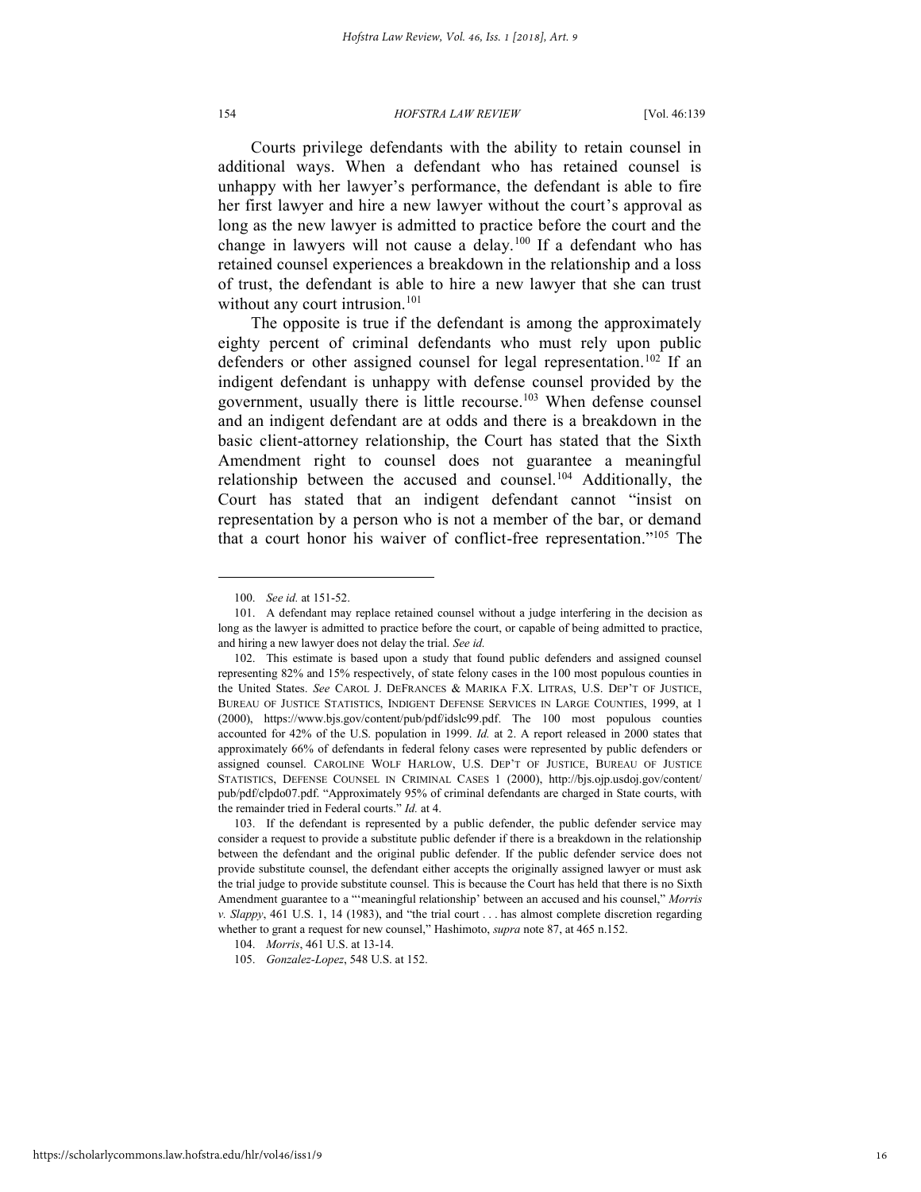Courts privilege defendants with the ability to retain counsel in additional ways. When a defendant who has retained counsel is unhappy with her lawyer's performance, the defendant is able to fire her first lawyer and hire a new lawyer without the court's approval as long as the new lawyer is admitted to practice before the court and the change in lawyers will not cause a delay.[100] If a defendant who has retained counsel experiences a breakdown in the relationship and a loss of trust, the defendant is able to hire a new lawyer that she can trust without any court intrusion.[101]

The opposite is true if the defendant is among the approximately eighty percent of criminal defendants who must rely upon public defenders or other assigned counsel for legal representation.[102] If an indigent defendant is unhappy with defense counsel provided by the government, usually there is little recourse.[103] When defense counsel and an indigent defendant are at odds and there is a breakdown in the basic client-attorney relationship, the Court has stated that the Sixth Amendment right to counsel does not guarantee a meaningful relationship between the accused and counsel.[104] Additionally, the Court has stated that an indigent defendant cannot "insist on representation by a person who is not a member of the bar, or demand that a court honor his waiver of conflict-free representation."[105] The

---

100. *See id.* at 151-52.

101. A defendant may replace retained counsel without a judge interfering in the decision as long as the lawyer is admitted to practice before the court, or capable of being admitted to practice, and hiring a new lawyer does not delay the trial. *See id.*

102. This estimate is based upon a study that found public defenders and assigned counsel representing 82% and 15% respectively, of state felony cases in the 100 most populous counties in the United States. *See* CAROL J. DEFRANCES & MARIKA F.X. LITRAS, U.S. DEP'T OF JUSTICE, BUREAU OF JUSTICE STATISTICS, INDIGENT DEFENSE SERVICES IN LARGE COUNTIES, 1999, at 1 (2000), https://www.bjs.gov/content/pub/pdf/idslc99.pdf. The 100 most populous counties accounted for 42% of the U.S. population in 1999. *Id.* at 2. A report released in 2000 states that approximately 66% of defendants in federal felony cases were represented by public defenders or assigned counsel. CAROLINE WOLF HARLOW, U.S. DEP'T OF JUSTICE, BUREAU OF JUSTICE STATISTICS, DEFENSE COUNSEL IN CRIMINAL CASES 1 (2000), http://bjs.ojp.usdoj.gov/content/pub/pdf/clpdo07.pdf. "Approximately 95% of criminal defendants are charged in State courts, with the remainder tried in Federal courts." *Id.* at 4.

103. If the defendant is represented by a public defender, the public defender service may consider a request to provide a substitute public defender if there is a breakdown in the relationship between the defendant and the original public defender. If the public defender service does not provide substitute counsel, the defendant either accepts the originally assigned lawyer or must ask the trial judge to provide substitute counsel. This is because the Court has held that there is no Sixth Amendment guarantee to a "'meaningful relationship' between an accused and his counsel," *Morris v. Slappy*, 461 U.S. 1, 14 (1983), and "the trial court . . . has almost complete discretion regarding whether to grant a request for new counsel," Hashimoto, *supra* note 87, at 465 n.152.

104. *Morris*, 461 U.S. at 13-14.

105. *Gonzalez-Lopez*, 548 U.S. at 152.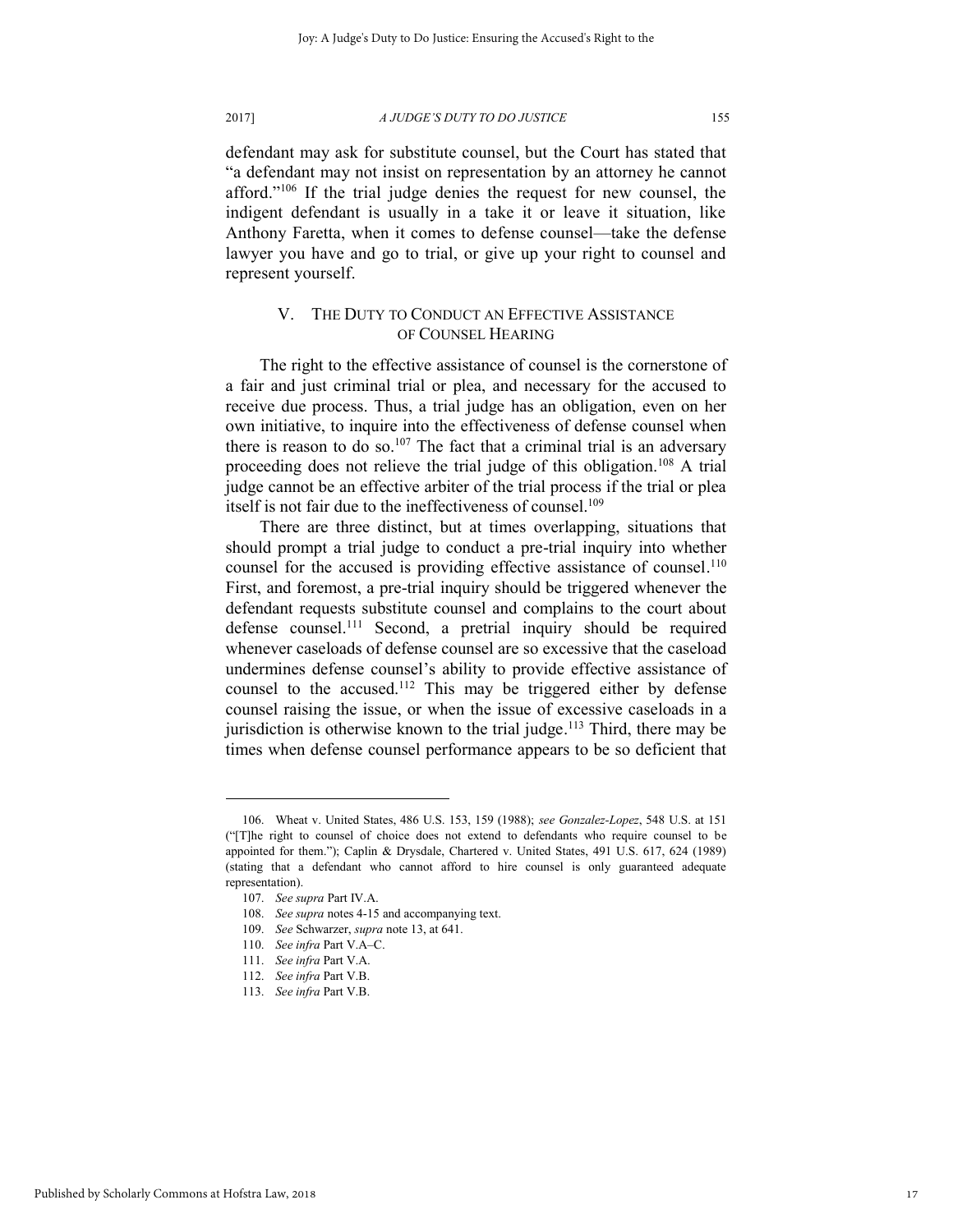defendant may ask for substitute counsel, but the Court has stated that "a defendant may not insist on representation by an attorney he cannot afford."[106] If the trial judge denies the request for new counsel, the indigent defendant is usually in a take it or leave it situation, like Anthony Faretta, when it comes to defense counsel—take the defense lawyer you have and go to trial, or give up your right to counsel and represent yourself.

## V. THE DUTY TO CONDUCT AN EFFECTIVE ASSISTANCE OF COUNSEL HEARING

The right to the effective assistance of counsel is the cornerstone of a fair and just criminal trial or plea, and necessary for the accused to receive due process. Thus, a trial judge has an obligation, even on her own initiative, to inquire into the effectiveness of defense counsel when there is reason to do so.[107] The fact that a criminal trial is an adversary proceeding does not relieve the trial judge of this obligation.[108] A trial judge cannot be an effective arbiter of the trial process if the trial or plea itself is not fair due to the ineffectiveness of counsel.[109]

There are three distinct, but at times overlapping, situations that should prompt a trial judge to conduct a pre-trial inquiry into whether counsel for the accused is providing effective assistance of counsel.[110] First, and foremost, a pre-trial inquiry should be triggered whenever the defendant requests substitute counsel and complains to the court about defense counsel.[111] Second, a pretrial inquiry should be required whenever caseloads of defense counsel are so excessive that the caseload undermines defense counsel's ability to provide effective assistance of counsel to the accused.[112] This may be triggered either by defense counsel raising the issue, or when the issue of excessive caseloads in a jurisdiction is otherwise known to the trial judge.[113] Third, there may be times when defense counsel performance appears to be so deficient that

---

106. Wheat v. United States, 486 U.S. 153, 159 (1988); *see Gonzalez-Lopez*, 548 U.S. at 151 ("[T]he right to counsel of choice does not extend to defendants who require counsel to be appointed for them."); Caplin & Drysdale, Chartered v. United States, 491 U.S. 617, 624 (1989) (stating that a defendant who cannot afford to hire counsel is only guaranteed adequate representation).

107. *See supra* Part IV.A.

108. *See supra* notes 4-15 and accompanying text.

109. *See* Schwarzer, *supra* note 13, at 641.

110. *See infra* Part V.A–C.

111. *See infra* Part V.A.

112. *See infra* Part V.B.

113. *See infra* Part V.B.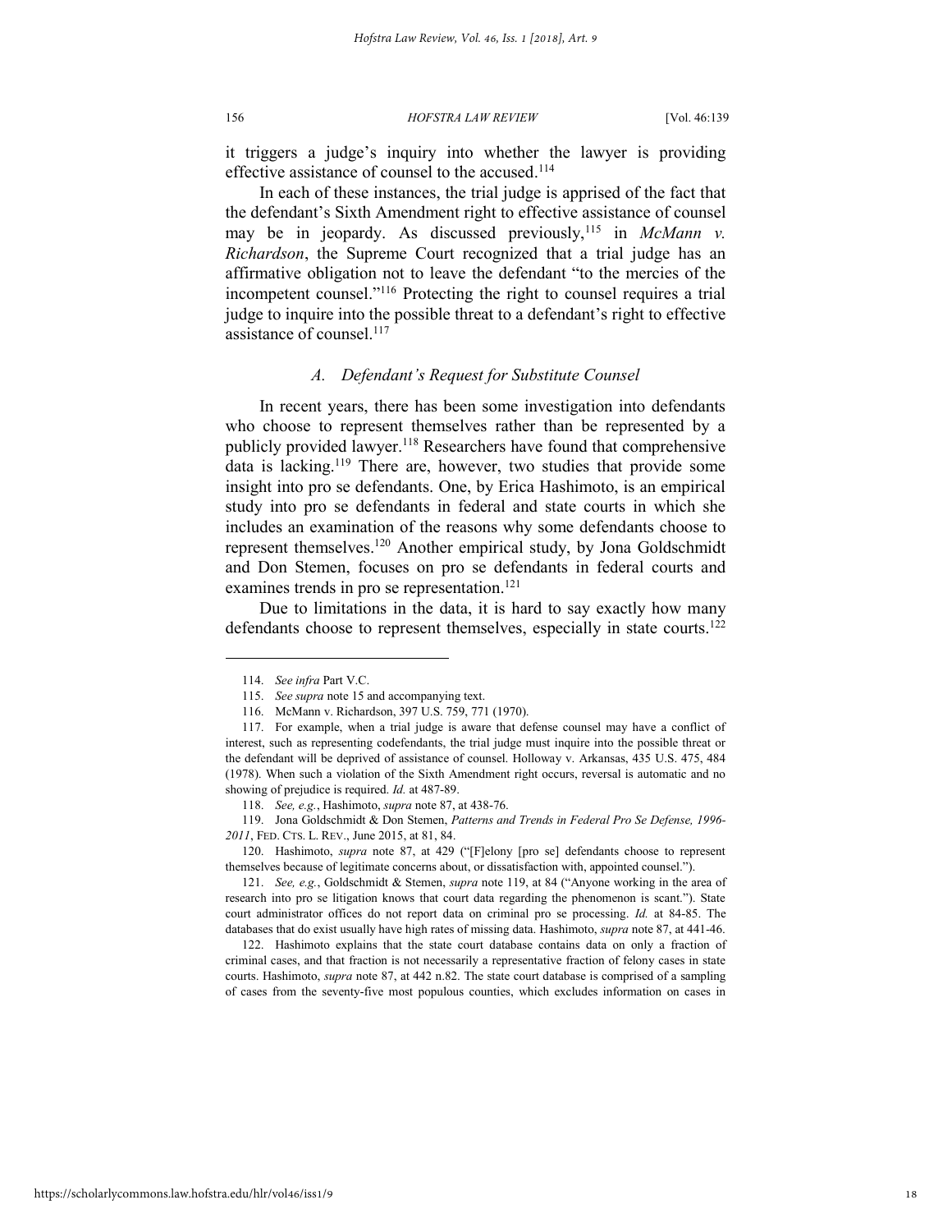it triggers a judge's inquiry into whether the lawyer is providing effective assistance of counsel to the accused.[114]

In each of these instances, the trial judge is apprised of the fact that the defendant's Sixth Amendment right to effective assistance of counsel may be in jeopardy. As discussed previously,[115] in *McMann v. Richardson*, the Supreme Court recognized that a trial judge has an affirmative obligation not to leave the defendant "to the mercies of the incompetent counsel."[116] Protecting the right to counsel requires a trial judge to inquire into the possible threat to a defendant's right to effective assistance of counsel.[117]

### *A. Defendant's Request for Substitute Counsel*

In recent years, there has been some investigation into defendants who choose to represent themselves rather than be represented by a publicly provided lawyer.[118] Researchers have found that comprehensive data is lacking.[119] There are, however, two studies that provide some insight into pro se defendants. One, by Erica Hashimoto, is an empirical study into pro se defendants in federal and state courts in which she includes an examination of the reasons why some defendants choose to represent themselves.[120] Another empirical study, by Jona Goldschmidt and Don Stemen, focuses on pro se defendants in federal courts and examines trends in pro se representation.[121]

Due to limitations in the data, it is hard to say exactly how many defendants choose to represent themselves, especially in state courts.[122]

---

114. *See infra* Part V.C.

115. *See supra* note 15 and accompanying text.

116. McMann v. Richardson, 397 U.S. 759, 771 (1970).

117. For example, when a trial judge is aware that defense counsel may have a conflict of interest, such as representing codefendants, the trial judge must inquire into the possible threat or the defendant will be deprived of assistance of counsel. Holloway v. Arkansas, 435 U.S. 475, 484 (1978). When such a violation of the Sixth Amendment right occurs, reversal is automatic and no showing of prejudice is required. *Id.* at 487-89.

118. *See, e.g.*, Hashimoto, *supra* note 87, at 438-76.

119. Jona Goldschmidt & Don Stemen, *Patterns and Trends in Federal Pro Se Defense, 1996-2011*, FED. CTS. L. REV., June 2015, at 81, 84.

120. Hashimoto, *supra* note 87, at 429 ("[F]elony [pro se] defendants choose to represent themselves because of legitimate concerns about, or dissatisfaction with, appointed counsel.").

121. *See, e.g.*, Goldschmidt & Stemen, *supra* note 119, at 84 ("Anyone working in the area of research into pro se litigation knows that court data regarding the phenomenon is scant."). State court administrator offices do not report data on criminal pro se processing. *Id.* at 84-85. The databases that do exist usually have high rates of missing data. Hashimoto, *supra* note 87, at 441-46.

122. Hashimoto explains that the state court database contains data on only a fraction of criminal cases, and that fraction is not necessarily a representative fraction of felony cases in state courts. Hashimoto, *supra* note 87, at 442 n.82. The state court database is comprised of a sampling of cases from the seventy-five most populous counties, which excludes information on cases in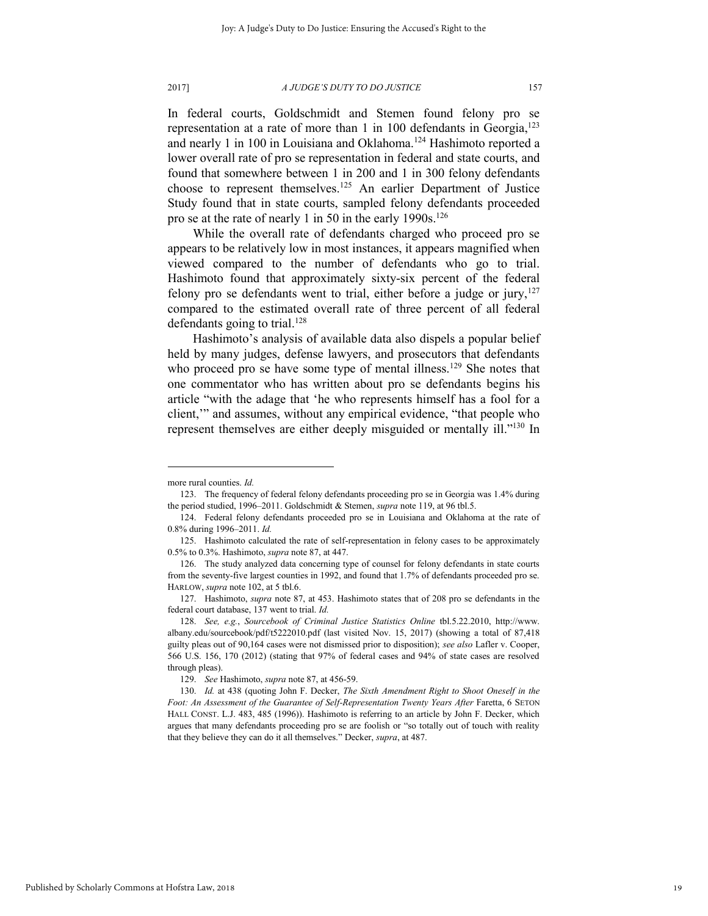In federal courts, Goldschmidt and Stemen found felony pro se representation at a rate of more than 1 in 100 defendants in Georgia,[123] and nearly 1 in 100 in Louisiana and Oklahoma.[124] Hashimoto reported a lower overall rate of pro se representation in federal and state courts, and found that somewhere between 1 in 200 and 1 in 300 felony defendants choose to represent themselves.[125] An earlier Department of Justice Study found that in state courts, sampled felony defendants proceeded pro se at the rate of nearly 1 in 50 in the early 1990s.[126]

While the overall rate of defendants charged who proceed pro se appears to be relatively low in most instances, it appears magnified when viewed compared to the number of defendants who go to trial. Hashimoto found that approximately sixty-six percent of the federal felony pro se defendants went to trial, either before a judge or jury,[127] compared to the estimated overall rate of three percent of all federal defendants going to trial.[128]

Hashimoto's analysis of available data also dispels a popular belief held by many judges, defense lawyers, and prosecutors that defendants who proceed pro se have some type of mental illness.[129] She notes that one commentator who has written about pro se defendants begins his article "with the adage that 'he who represents himself has a fool for a client,'" and assumes, without any empirical evidence, "that people who represent themselves are either deeply misguided or mentally ill."[130] In

---

more rural counties. *Id.*

123. The frequency of federal felony defendants proceeding pro se in Georgia was 1.4% during the period studied, 1996–2011. Goldschmidt & Stemen, *supra* note 119, at 96 tbl.5.

124. Federal felony defendants proceeded pro se in Louisiana and Oklahoma at the rate of 0.8% during 1996–2011. *Id.*

125. Hashimoto calculated the rate of self-representation in felony cases to be approximately 0.5% to 0.3%. Hashimoto, *supra* note 87, at 447.

126. The study analyzed data concerning type of counsel for felony defendants in state courts from the seventy-five largest counties in 1992, and found that 1.7% of defendants proceeded pro se. HARLOW, *supra* note 102, at 5 tbl.6.

127. Hashimoto, *supra* note 87, at 453. Hashimoto states that of 208 pro se defendants in the federal court database, 137 went to trial. *Id.*

128. *See, e.g.*, *Sourcebook of Criminal Justice Statistics Online* tbl.5.22.2010, http://www.albany.edu/sourcebook/pdf/t5222010.pdf (last visited Nov. 15, 2017) (showing a total of 87,418 guilty pleas out of 90,164 cases were not dismissed prior to disposition); *see also* Lafler v. Cooper, 566 U.S. 156, 170 (2012) (stating that 97% of federal cases and 94% of state cases are resolved through pleas).

129. *See* Hashimoto, *supra* note 87, at 456-59.

130. *Id.* at 438 (quoting John F. Decker, *The Sixth Amendment Right to Shoot Oneself in the Foot: An Assessment of the Guarantee of Self-Representation Twenty Years After* Faretta, 6 SETON HALL CONST. L.J. 483, 485 (1996)). Hashimoto is referring to an article by John F. Decker, which argues that many defendants proceeding pro se are foolish or "so totally out of touch with reality that they believe they can do it all themselves." Decker, *supra*, at 487.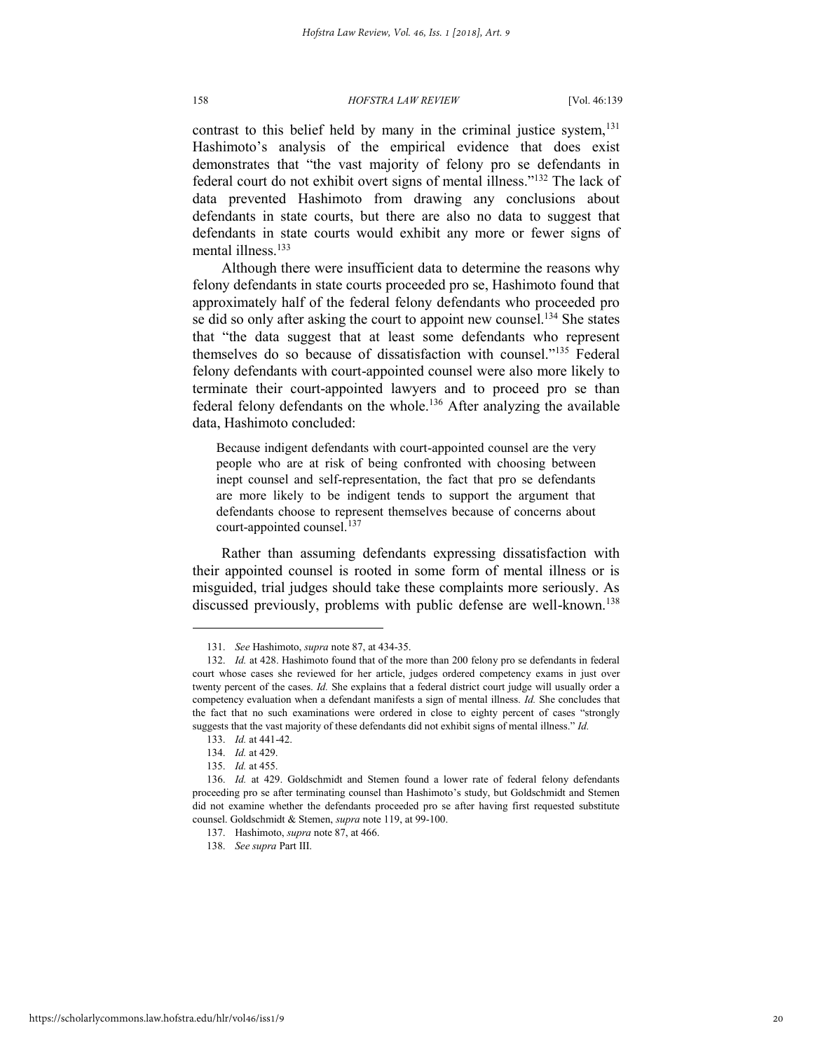contrast to this belief held by many in the criminal justice system,[131] Hashimoto's analysis of the empirical evidence that does exist demonstrates that "the vast majority of felony pro se defendants in federal court do not exhibit overt signs of mental illness."[132] The lack of data prevented Hashimoto from drawing any conclusions about defendants in state courts, but there are also no data to suggest that defendants in state courts would exhibit any more or fewer signs of mental illness.[133]

Although there were insufficient data to determine the reasons why felony defendants in state courts proceeded pro se, Hashimoto found that approximately half of the federal felony defendants who proceeded pro se did so only after asking the court to appoint new counsel.[134] She states that "the data suggest that at least some defendants who represent themselves do so because of dissatisfaction with counsel."[135] Federal felony defendants with court-appointed counsel were also more likely to terminate their court-appointed lawyers and to proceed pro se than federal felony defendants on the whole.[136] After analyzing the available data, Hashimoto concluded:

> Because indigent defendants with court-appointed counsel are the very people who are at risk of being confronted with choosing between inept counsel and self-representation, the fact that pro se defendants are more likely to be indigent tends to support the argument that defendants choose to represent themselves because of concerns about court-appointed counsel.[137]

Rather than assuming defendants expressing dissatisfaction with their appointed counsel is rooted in some form of mental illness or is misguided, trial judges should take these complaints more seriously. As discussed previously, problems with public defense are well-known.[138]

---

131. *See* Hashimoto, *supra* note 87, at 434-35.

132. *Id.* at 428. Hashimoto found that of the more than 200 felony pro se defendants in federal court whose cases she reviewed for her article, judges ordered competency exams in just over twenty percent of the cases. *Id.* She explains that a federal district court judge will usually order a competency evaluation when a defendant manifests a sign of mental illness. *Id.* She concludes that the fact that no such examinations were ordered in close to eighty percent of cases "strongly suggests that the vast majority of these defendants did not exhibit signs of mental illness." *Id.*

133. *Id.* at 441-42.

134. *Id.* at 429.

135. *Id.* at 455.

136. *Id.* at 429. Goldschmidt and Stemen found a lower rate of federal felony defendants proceeding pro se after terminating counsel than Hashimoto's study, but Goldschmidt and Stemen did not examine whether the defendants proceeded pro se after having first requested substitute counsel. Goldschmidt & Stemen, *supra* note 119, at 99-100.

137. Hashimoto, *supra* note 87, at 466.

138. *See supra* Part III.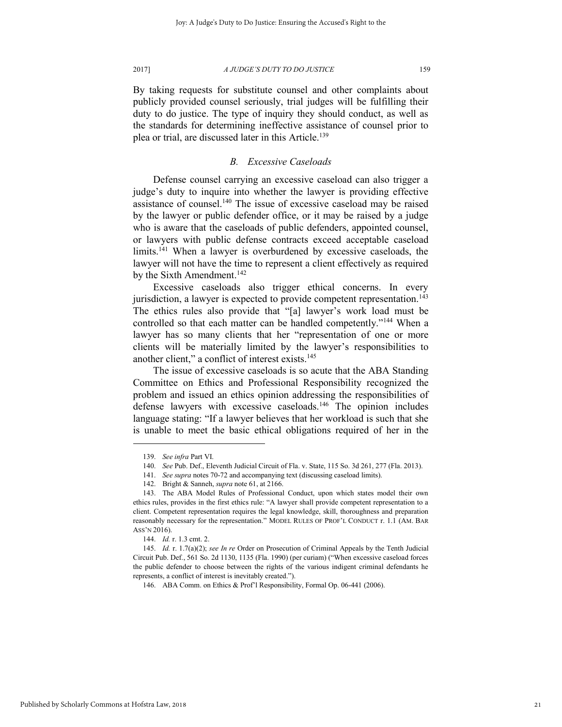By taking requests for substitute counsel and other complaints about publicly provided counsel seriously, trial judges will be fulfilling their duty to do justice. The type of inquiry they should conduct, as well as the standards for determining ineffective assistance of counsel prior to plea or trial, are discussed later in this Article.[139]

### *B. Excessive Caseloads*

Defense counsel carrying an excessive caseload can also trigger a judge's duty to inquire into whether the lawyer is providing effective assistance of counsel.[140] The issue of excessive caseload may be raised by the lawyer or public defender office, or it may be raised by a judge who is aware that the caseloads of public defenders, appointed counsel, or lawyers with public defense contracts exceed acceptable caseload limits.[141] When a lawyer is overburdened by excessive caseloads, the lawyer will not have the time to represent a client effectively as required by the Sixth Amendment.[142]

Excessive caseloads also trigger ethical concerns. In every jurisdiction, a lawyer is expected to provide competent representation.[143] The ethics rules also provide that "[a] lawyer's work load must be controlled so that each matter can be handled competently."[144] When a lawyer has so many clients that her "representation of one or more clients will be materially limited by the lawyer's responsibilities to another client," a conflict of interest exists.[145]

The issue of excessive caseloads is so acute that the ABA Standing Committee on Ethics and Professional Responsibility recognized the problem and issued an ethics opinion addressing the responsibilities of defense lawyers with excessive caseloads.[146] The opinion includes language stating: "If a lawyer believes that her workload is such that she is unable to meet the basic ethical obligations required of her in the

---

139. *See infra* Part VI.

140. *See* Pub. Def., Eleventh Judicial Circuit of Fla. v. State, 115 So. 3d 261, 277 (Fla. 2013).

141. *See supra* notes 70-72 and accompanying text (discussing caseload limits).

142. Bright & Sanneh, *supra* note 61, at 2166.

143. The ABA Model Rules of Professional Conduct, upon which states model their own ethics rules, provides in the first ethics rule: "A lawyer shall provide competent representation to a client. Competent representation requires the legal knowledge, skill, thoroughness and preparation reasonably necessary for the representation." MODEL RULES OF PROF'L CONDUCT r. 1.1 (AM. BAR ASS'N 2016).

144. *Id.* r. 1.3 cmt. 2.

145. *Id.* r. 1.7(a)(2); *see In re* Order on Prosecution of Criminal Appeals by the Tenth Judicial Circuit Pub. Def., 561 So. 2d 1130, 1135 (Fla. 1990) (per curiam) ("When excessive caseload forces the public defender to choose between the rights of the various indigent criminal defendants he represents, a conflict of interest is inevitably created.").

146. ABA Comm. on Ethics & Prof'l Responsibility, Formal Op. 06-441 (2006).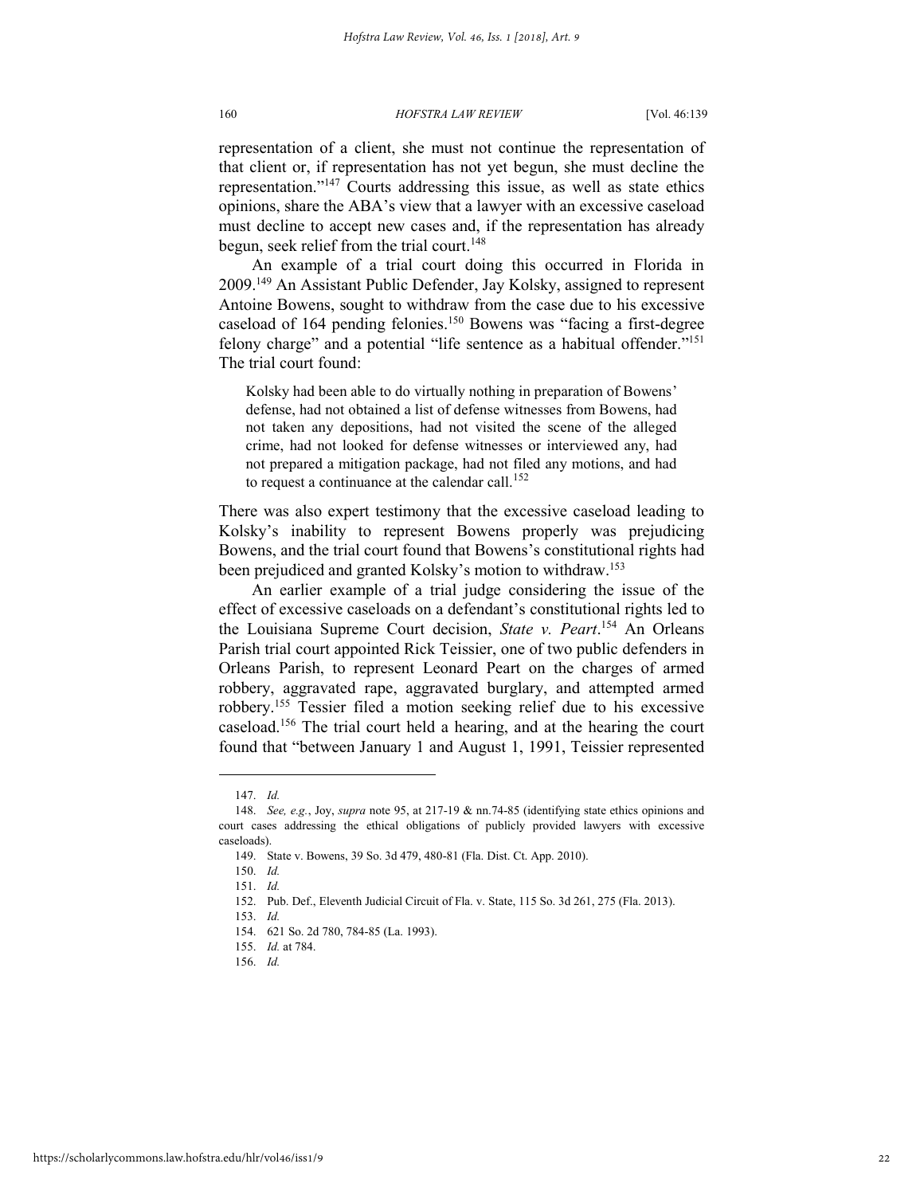representation of a client, she must not continue the representation of that client or, if representation has not yet begun, she must decline the representation."[147] Courts addressing this issue, as well as state ethics opinions, share the ABA's view that a lawyer with an excessive caseload must decline to accept new cases and, if the representation has already begun, seek relief from the trial court.[148]

An example of a trial court doing this occurred in Florida in 2009.[149] An Assistant Public Defender, Jay Kolsky, assigned to represent Antoine Bowens, sought to withdraw from the case due to his excessive caseload of 164 pending felonies.[150] Bowens was "facing a first-degree felony charge" and a potential "life sentence as a habitual offender."[151] The trial court found:

> Kolsky had been able to do virtually nothing in preparation of Bowens' defense, had not obtained a list of defense witnesses from Bowens, had not taken any depositions, had not visited the scene of the alleged crime, had not looked for defense witnesses or interviewed any, had not prepared a mitigation package, had not filed any motions, and had to request a continuance at the calendar call.[152]

There was also expert testimony that the excessive caseload leading to Kolsky's inability to represent Bowens properly was prejudicing Bowens, and the trial court found that Bowens's constitutional rights had been prejudiced and granted Kolsky's motion to withdraw.[153]

An earlier example of a trial judge considering the issue of the effect of excessive caseloads on a defendant's constitutional rights led to the Louisiana Supreme Court decision, *State v. Peart*.[154] An Orleans Parish trial court appointed Rick Teissier, one of two public defenders in Orleans Parish, to represent Leonard Peart on the charges of armed robbery, aggravated rape, aggravated burglary, and attempted armed robbery.[155] Tessier filed a motion seeking relief due to his excessive caseload.[156] The trial court held a hearing, and at the hearing the court found that "between January 1 and August 1, 1991, Teissier represented

---

147. *Id.*

148. *See, e.g.*, Joy, *supra* note 95, at 217-19 & nn.74-85 (identifying state ethics opinions and court cases addressing the ethical obligations of publicly provided lawyers with excessive caseloads).

149. State v. Bowens, 39 So. 3d 479, 480-81 (Fla. Dist. Ct. App. 2010).

150. *Id.*

151. *Id.*

152. Pub. Def., Eleventh Judicial Circuit of Fla. v. State, 115 So. 3d 261, 275 (Fla. 2013).

153. *Id.*

154. 621 So. 2d 780, 784-85 (La. 1993).

155. *Id.* at 784.

156. *Id.*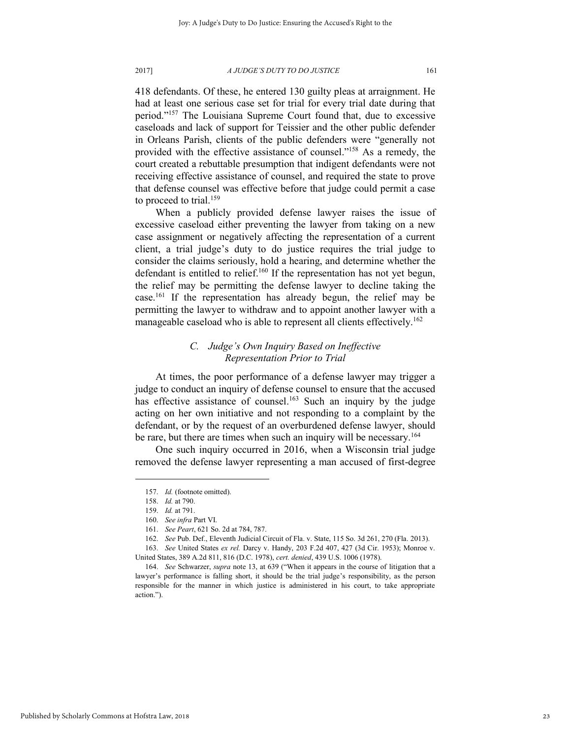418 defendants. Of these, he entered 130 guilty pleas at arraignment. He had at least one serious case set for trial for every trial date during that period."[157] The Louisiana Supreme Court found that, due to excessive caseloads and lack of support for Teissier and the other public defender in Orleans Parish, clients of the public defenders were "generally not provided with the effective assistance of counsel."[158] As a remedy, the court created a rebuttable presumption that indigent defendants were not receiving effective assistance of counsel, and required the state to prove that defense counsel was effective before that judge could permit a case to proceed to trial.[159]

When a publicly provided defense lawyer raises the issue of excessive caseload either preventing the lawyer from taking on a new case assignment or negatively affecting the representation of a current client, a trial judge's duty to do justice requires the trial judge to consider the claims seriously, hold a hearing, and determine whether the defendant is entitled to relief.[160] If the representation has not yet begun, the relief may be permitting the defense lawyer to decline taking the case.[161] If the representation has already begun, the relief may be permitting the lawyer to withdraw and to appoint another lawyer with a manageable caseload who is able to represent all clients effectively.[162]

### *C. Judge's Own Inquiry Based on Ineffective Representation Prior to Trial*

At times, the poor performance of a defense lawyer may trigger a judge to conduct an inquiry of defense counsel to ensure that the accused has effective assistance of counsel.[163] Such an inquiry by the judge acting on her own initiative and not responding to a complaint by the defendant, or by the request of an overburdened defense lawyer, should be rare, but there are times when such an inquiry will be necessary.[164]

One such inquiry occurred in 2016, when a Wisconsin trial judge removed the defense lawyer representing a man accused of first-degree

---

157. *Id.* (footnote omitted).

158. *Id.* at 790.

159. *Id.* at 791.

160. *See infra* Part VI.

161. *See Peart*, 621 So. 2d at 784, 787.

162. *See* Pub. Def., Eleventh Judicial Circuit of Fla. v. State, 115 So. 3d 261, 270 (Fla. 2013).

163. *See* United States *ex rel.* Darcy v. Handy, 203 F.2d 407, 427 (3d Cir. 1953); Monroe v. United States, 389 A.2d 811, 816 (D.C. 1978), *cert. denied*, 439 U.S. 1006 (1978).

164. *See* Schwarzer, *supra* note 13, at 639 ("When it appears in the course of litigation that a lawyer's performance is falling short, it should be the trial judge's responsibility, as the person responsible for the manner in which justice is administered in his court, to take appropriate action.").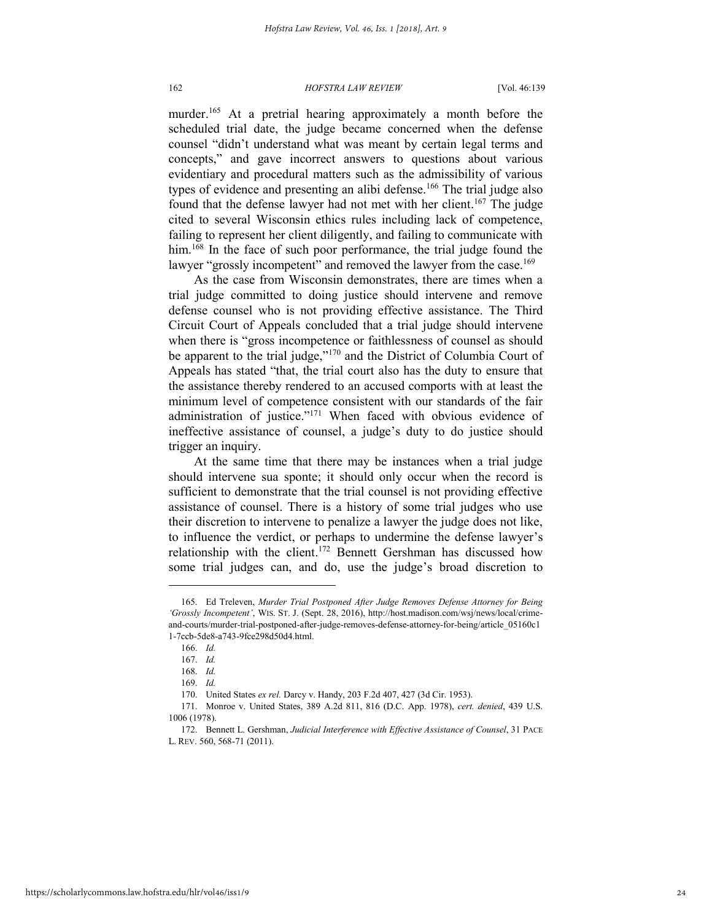murder.[165] At a pretrial hearing approximately a month before the scheduled trial date, the judge became concerned when the defense counsel "didn't understand what was meant by certain legal terms and concepts," and gave incorrect answers to questions about various evidentiary and procedural matters such as the admissibility of various types of evidence and presenting an alibi defense.[166] The trial judge also found that the defense lawyer had not met with her client.[167] The judge cited to several Wisconsin ethics rules including lack of competence, failing to represent her client diligently, and failing to communicate with him.[168] In the face of such poor performance, the trial judge found the lawyer "grossly incompetent" and removed the lawyer from the case.[169]

As the case from Wisconsin demonstrates, there are times when a trial judge committed to doing justice should intervene and remove defense counsel who is not providing effective assistance. The Third Circuit Court of Appeals concluded that a trial judge should intervene when there is "gross incompetence or faithlessness of counsel as should be apparent to the trial judge,"[170] and the District of Columbia Court of Appeals has stated "that, the trial court also has the duty to ensure that the assistance thereby rendered to an accused comports with at least the minimum level of competence consistent with our standards of the fair administration of justice."[171] When faced with obvious evidence of ineffective assistance of counsel, a judge's duty to do justice should trigger an inquiry.

At the same time that there may be instances when a trial judge should intervene sua sponte; it should only occur when the record is sufficient to demonstrate that the trial counsel is not providing effective assistance of counsel. There is a history of some trial judges who use their discretion to intervene to penalize a lawyer the judge does not like, to influence the verdict, or perhaps to undermine the defense lawyer's relationship with the client.[172] Bennett Gershman has discussed how some trial judges can, and do, use the judge's broad discretion to

---

165. Ed Treleven, *Murder Trial Postponed After Judge Removes Defense Attorney for Being 'Grossly Incompetent'*, WIS. ST. J. (Sept. 28, 2016), http://host.madison.com/wsj/news/local/crime-and-courts/murder-trial-postponed-after-judge-removes-defense-attorney-for-being/article_05160c11-7ccb-5de8-a743-9fce298d50d4.html.

166. *Id.*

167. *Id.*

168. *Id.*

169. *Id.*

170. United States *ex rel.* Darcy v. Handy, 203 F.2d 407, 427 (3d Cir. 1953).

171. Monroe v. United States, 389 A.2d 811, 816 (D.C. App. 1978), *cert. denied*, 439 U.S. 1006 (1978).

172. Bennett L. Gershman, *Judicial Interference with Effective Assistance of Counsel*, 31 PACE L. REV. 560, 568-71 (2011).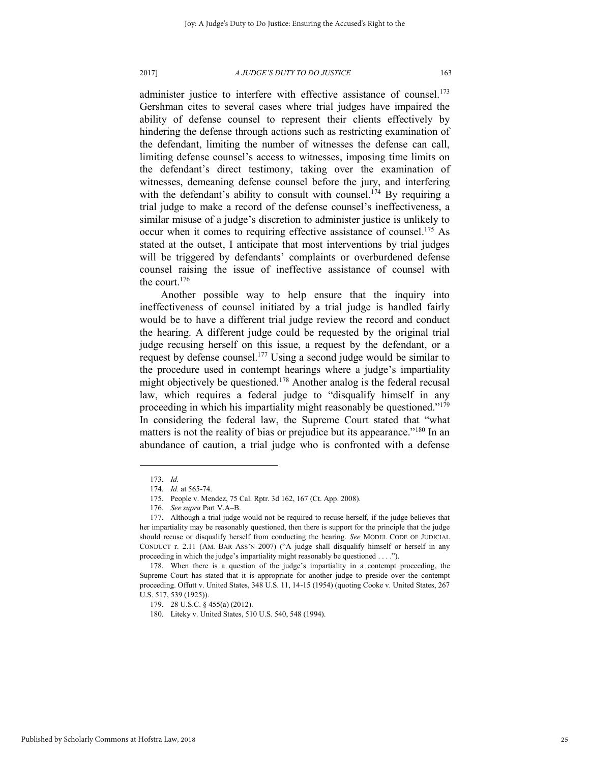administer justice to interfere with effective assistance of counsel.[173] Gershman cites to several cases where trial judges have impaired the ability of defense counsel to represent their clients effectively by hindering the defense through actions such as restricting examination of the defendant, limiting the number of witnesses the defense can call, limiting defense counsel's access to witnesses, imposing time limits on the defendant's direct testimony, taking over the examination of witnesses, demeaning defense counsel before the jury, and interfering with the defendant's ability to consult with counsel.[174] By requiring a trial judge to make a record of the defense counsel's ineffectiveness, a similar misuse of a judge's discretion to administer justice is unlikely to occur when it comes to requiring effective assistance of counsel.[175] As stated at the outset, I anticipate that most interventions by trial judges will be triggered by defendants' complaints or overburdened defense counsel raising the issue of ineffective assistance of counsel with the court.[176]

Another possible way to help ensure that the inquiry into ineffectiveness of counsel initiated by a trial judge is handled fairly would be to have a different trial judge review the record and conduct the hearing. A different judge could be requested by the original trial judge recusing herself on this issue, a request by the defendant, or a request by defense counsel.[177] Using a second judge would be similar to the procedure used in contempt hearings where a judge's impartiality might objectively be questioned.[178] Another analog is the federal recusal law, which requires a federal judge to "disqualify himself in any proceeding in which his impartiality might reasonably be questioned."[179] In considering the federal law, the Supreme Court stated that "what matters is not the reality of bias or prejudice but its appearance."[180] In an abundance of caution, a trial judge who is confronted with a defense

---

173. *Id.*

174. *Id.* at 565-74.

175. People v. Mendez, 75 Cal. Rptr. 3d 162, 167 (Ct. App. 2008).

176. *See supra* Part V.A–B.

177. Although a trial judge would not be required to recuse herself, if the judge believes that her impartiality may be reasonably questioned, then there is support for the principle that the judge should recuse or disqualify herself from conducting the hearing. *See* MODEL CODE OF JUDICIAL CONDUCT r. 2.11 (AM. BAR ASS'N 2007) ("A judge shall disqualify himself or herself in any proceeding in which the judge's impartiality might reasonably be questioned . . . .").

178. When there is a question of the judge's impartiality in a contempt proceeding, the Supreme Court has stated that it is appropriate for another judge to preside over the contempt proceeding. Offutt v. United States, 348 U.S. 11, 14-15 (1954) (quoting Cooke v. United States, 267 U.S. 517, 539 (1925)).

179. 28 U.S.C. § 455(a) (2012).

180. Liteky v. United States, 510 U.S. 540, 548 (1994).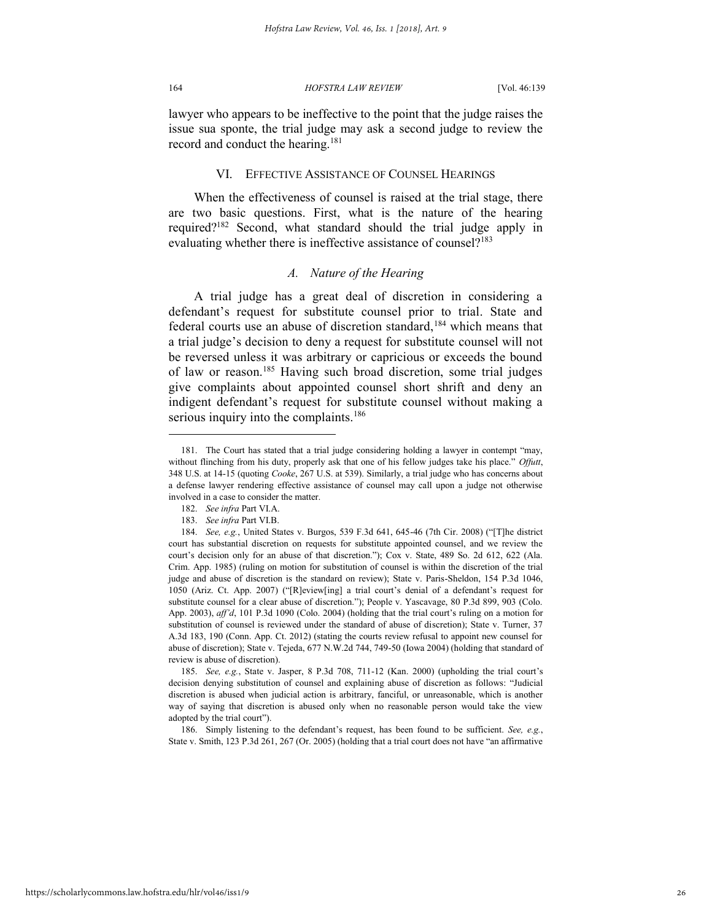lawyer who appears to be ineffective to the point that the judge raises the issue sua sponte, the trial judge may ask a second judge to review the record and conduct the hearing.[181]

## VI. EFFECTIVE ASSISTANCE OF COUNSEL HEARINGS

When the effectiveness of counsel is raised at the trial stage, there are two basic questions. First, what is the nature of the hearing required?[182] Second, what standard should the trial judge apply in evaluating whether there is ineffective assistance of counsel?[183]

### *A. Nature of the Hearing*

A trial judge has a great deal of discretion in considering a defendant's request for substitute counsel prior to trial. State and federal courts use an abuse of discretion standard,[184] which means that a trial judge's decision to deny a request for substitute counsel will not be reversed unless it was arbitrary or capricious or exceeds the bound of law or reason.[185] Having such broad discretion, some trial judges give complaints about appointed counsel short shrift and deny an indigent defendant's request for substitute counsel without making a serious inquiry into the complaints.[186]

---

181. The Court has stated that a trial judge considering holding a lawyer in contempt "may, without flinching from his duty, properly ask that one of his fellow judges take his place." *Offutt*, 348 U.S. at 14-15 (quoting *Cooke*, 267 U.S. at 539). Similarly, a trial judge who has concerns about a defense lawyer rendering effective assistance of counsel may call upon a judge not otherwise involved in a case to consider the matter.

182. *See infra* Part VI.A.

183. *See infra* Part VI.B.

184. *See, e.g.*, United States v. Burgos, 539 F.3d 641, 645-46 (7th Cir. 2008) ("[T]he district court has substantial discretion on requests for substitute appointed counsel, and we review the court's decision only for an abuse of that discretion."); Cox v. State, 489 So. 2d 612, 622 (Ala. Crim. App. 1985) (ruling on motion for substitution of counsel is within the discretion of the trial judge and abuse of discretion is the standard on review); State v. Paris-Sheldon, 154 P.3d 1046, 1050 (Ariz. Ct. App. 2007) ("[R]eview[ing] a trial court's denial of a defendant's request for substitute counsel for a clear abuse of discretion."); People v. Yascavage, 80 P.3d 899, 903 (Colo. App. 2003), *aff'd*, 101 P.3d 1090 (Colo. 2004) (holding that the trial court's ruling on a motion for substitution of counsel is reviewed under the standard of abuse of discretion); State v. Turner, 37 A.3d 183, 190 (Conn. App. Ct. 2012) (stating the courts review refusal to appoint new counsel for abuse of discretion); State v. Tejeda, 677 N.W.2d 744, 749-50 (Iowa 2004) (holding that standard of review is abuse of discretion).

185. *See, e.g.*, State v. Jasper, 8 P.3d 708, 711-12 (Kan. 2000) (upholding the trial court's decision denying substitution of counsel and explaining abuse of discretion as follows: "Judicial discretion is abused when judicial action is arbitrary, fanciful, or unreasonable, which is another way of saying that discretion is abused only when no reasonable person would take the view adopted by the trial court").

186. Simply listening to the defendant's request, has been found to be sufficient. *See, e.g.*, State v. Smith, 123 P.3d 261, 267 (Or. 2005) (holding that a trial court does not have "an affirmative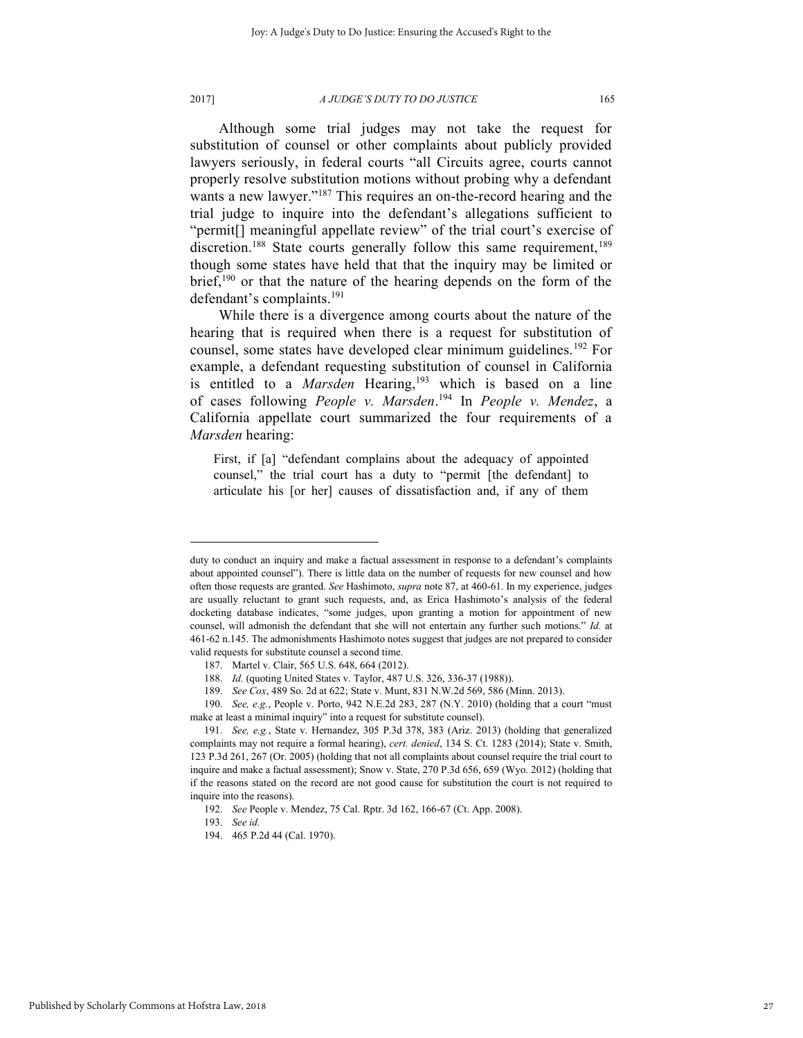Although some trial judges may not take the request for substitution of counsel or other complaints about publicly provided lawyers seriously, in federal courts "all Circuits agree, courts cannot properly resolve substitution motions without probing why a defendant wants a new lawyer."[187] This requires an on-the-record hearing and the trial judge to inquire into the defendant's allegations sufficient to "permit[] meaningful appellate review" of the trial court's exercise of discretion.[188] State courts generally follow this same requirement,[189] though some states have held that that the inquiry may be limited or brief,[190] or that the nature of the hearing depends on the form of the defendant's complaints.[191]

While there is a divergence among courts about the nature of the hearing that is required when there is a request for substitution of counsel, some states have developed clear minimum guidelines.[192] For example, a defendant requesting substitution of counsel in California is entitled to a *Marsden* Hearing,[193] which is based on a line of cases following *People v. Marsden*.[194] In *People v. Mendez*, a California appellate court summarized the four requirements of a *Marsden* hearing:

> First, if [a] "defendant complains about the adequacy of appointed counsel," the trial court has a duty to "permit [the defendant] to articulate his [or her] causes of dissatisfaction and, if any of them

---

duty to conduct an inquiry and make a factual assessment in response to a defendant's complaints about appointed counsel"). There is little data on the number of requests for new counsel and how often those requests are granted. *See* Hashimoto, *supra* note 87, at 460-61. In my experience, judges are usually reluctant to grant such requests, and, as Erica Hashimoto's analysis of the federal docketing database indicates, "some judges, upon granting a motion for appointment of new counsel, will admonish the defendant that she will not entertain any further such motions." *Id.* at 461-62 n.145. The admonishments Hashimoto notes suggest that judges are not prepared to consider valid requests for substitute counsel a second time.

187. Martel v. Clair, 565 U.S. 648, 664 (2012).

188. *Id.* (quoting United States v. Taylor, 487 U.S. 326, 336-37 (1988)).

189. *See Cox*, 489 So. 2d at 622; State v. Munt, 831 N.W.2d 569, 586 (Minn. 2013).

190. *See, e.g.*, People v. Porto, 942 N.E.2d 283, 287 (N.Y. 2010) (holding that a court "must make at least a minimal inquiry" into a request for substitute counsel).

191. *See, e.g.*, State v. Hernandez, 305 P.3d 378, 383 (Ariz. 2013) (holding that generalized complaints may not require a formal hearing), *cert. denied*, 134 S. Ct. 1283 (2014); State v. Smith, 123 P.3d 261, 267 (Or. 2005) (holding that not all complaints about counsel require the trial court to inquire and make a factual assessment); Snow v. State, 270 P.3d 656, 659 (Wyo. 2012) (holding that if the reasons stated on the record are not good cause for substitution the court is not required to inquire into the reasons).

192. *See* People v. Mendez, 75 Cal. Rptr. 3d 162, 166-67 (Ct. App. 2008).

193. *See id.*

194. 465 P.2d 44 (Cal. 1970).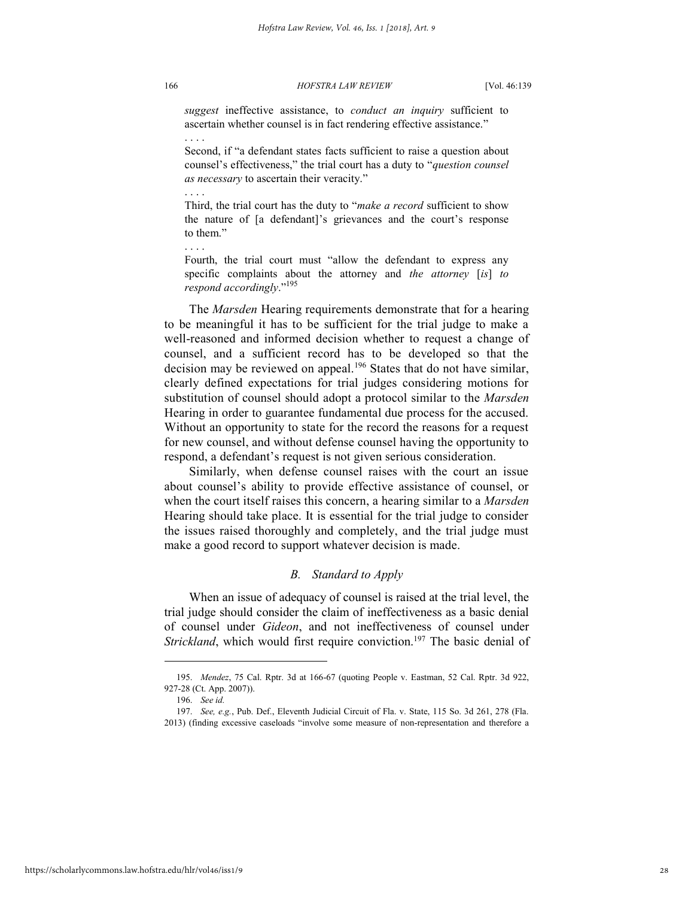*suggest* ineffective assistance, to *conduct an inquiry* sufficient to ascertain whether counsel is in fact rendering effective assistance."

> . . . .
>
> Second, if "a defendant states facts sufficient to raise a question about counsel's effectiveness," the trial court has a duty to "*question counsel as necessary* to ascertain their veracity."
>
> . . . .
>
> Third, the trial court has the duty to "*make a record* sufficient to show the nature of [a defendant]'s grievances and the court's response to them."
>
> . . . .
>
> Fourth, the trial court must "allow the defendant to express any specific complaints about the attorney and *the attorney* [*is*] *to respond accordingly*."[195]

The *Marsden* Hearing requirements demonstrate that for a hearing to be meaningful it has to be sufficient for the trial judge to make a well-reasoned and informed decision whether to request a change of counsel, and a sufficient record has to be developed so that the decision may be reviewed on appeal.[196] States that do not have similar, clearly defined expectations for trial judges considering motions for substitution of counsel should adopt a protocol similar to the *Marsden* Hearing in order to guarantee fundamental due process for the accused. Without an opportunity to state for the record the reasons for a request for new counsel, and without defense counsel having the opportunity to respond, a defendant's request is not given serious consideration.

Similarly, when defense counsel raises with the court an issue about counsel's ability to provide effective assistance of counsel, or when the court itself raises this concern, a hearing similar to a *Marsden* Hearing should take place. It is essential for the trial judge to consider the issues raised thoroughly and completely, and the trial judge must make a good record to support whatever decision is made.

### *B. Standard to Apply*

When an issue of adequacy of counsel is raised at the trial level, the trial judge should consider the claim of ineffectiveness as a basic denial of counsel under *Gideon*, and not ineffectiveness of counsel under *Strickland*, which would first require conviction.[197] The basic denial of

---

195. *Mendez*, 75 Cal. Rptr. 3d at 166-67 (quoting People v. Eastman, 52 Cal. Rptr. 3d 922, 927-28 (Ct. App. 2007)).

196. *See id.*

197. *See, e.g.*, Pub. Def., Eleventh Judicial Circuit of Fla. v. State, 115 So. 3d 261, 278 (Fla. 2013) (finding excessive caseloads "involve some measure of non-representation and therefore a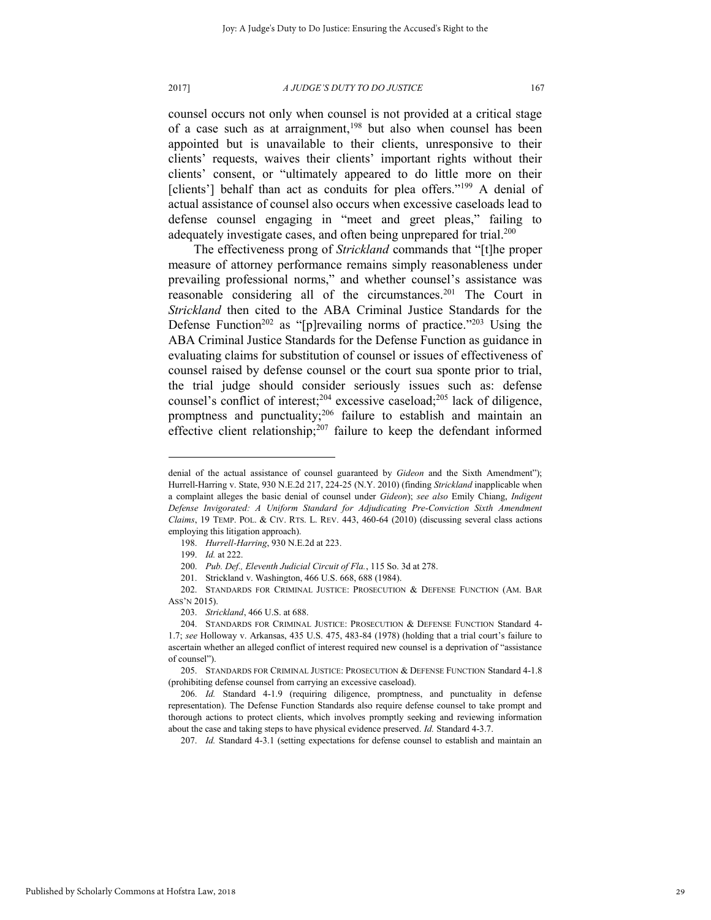counsel occurs not only when counsel is not provided at a critical stage of a case such as at arraignment,[198] but also when counsel has been appointed but is unavailable to their clients, unresponsive to their clients' requests, waives their clients' important rights without their clients' consent, or "ultimately appeared to do little more on their [clients'] behalf than act as conduits for plea offers."[199] A denial of actual assistance of counsel also occurs when excessive caseloads lead to defense counsel engaging in "meet and greet pleas," failing to adequately investigate cases, and often being unprepared for trial.[200]

The effectiveness prong of *Strickland* commands that "[t]he proper measure of attorney performance remains simply reasonableness under prevailing professional norms," and whether counsel's assistance was reasonable considering all of the circumstances.[201] The Court in *Strickland* then cited to the ABA Criminal Justice Standards for the Defense Function[202] as "[p]revailing norms of practice."[203] Using the ABA Criminal Justice Standards for the Defense Function as guidance in evaluating claims for substitution of counsel or issues of effectiveness of counsel raised by defense counsel or the court sua sponte prior to trial, the trial judge should consider seriously issues such as: defense counsel's conflict of interest;[204] excessive caseload;[205] lack of diligence, promptness and punctuality;[206] failure to establish and maintain an effective client relationship;[207] failure to keep the defendant informed

---

denial of the actual assistance of counsel guaranteed by *Gideon* and the Sixth Amendment"); Hurrell-Harring v. State, 930 N.E.2d 217, 224-25 (N.Y. 2010) (finding *Strickland* inapplicable when a complaint alleges the basic denial of counsel under *Gideon*); *see also* Emily Chiang, *Indigent Defense Invigorated: A Uniform Standard for Adjudicating Pre-Conviction Sixth Amendment Claims*, 19 TEMP. POL. & CIV. RTS. L. REV. 443, 460-64 (2010) (discussing several class actions employing this litigation approach).

198. *Hurrell-Harring*, 930 N.E.2d at 223.

199. *Id.* at 222.

200. *Pub. Def., Eleventh Judicial Circuit of Fla.*, 115 So. 3d at 278.

201. Strickland v. Washington, 466 U.S. 668, 688 (1984).

202. STANDARDS FOR CRIMINAL JUSTICE: PROSECUTION & DEFENSE FUNCTION (AM. BAR ASS'N 2015).

203. *Strickland*, 466 U.S. at 688.

204. STANDARDS FOR CRIMINAL JUSTICE: PROSECUTION & DEFENSE FUNCTION Standard 4-1.7; *see* Holloway v. Arkansas, 435 U.S. 475, 483-84 (1978) (holding that a trial court's failure to ascertain whether an alleged conflict of interest required new counsel is a deprivation of "assistance of counsel").

205. STANDARDS FOR CRIMINAL JUSTICE: PROSECUTION & DEFENSE FUNCTION Standard 4-1.8 (prohibiting defense counsel from carrying an excessive caseload).

206. *Id.* Standard 4-1.9 (requiring diligence, promptness, and punctuality in defense representation). The Defense Function Standards also require defense counsel to take prompt and thorough actions to protect clients, which involves promptly seeking and reviewing information about the case and taking steps to have physical evidence preserved. *Id.* Standard 4-3.7.

207. *Id.* Standard 4-3.1 (setting expectations for defense counsel to establish and maintain an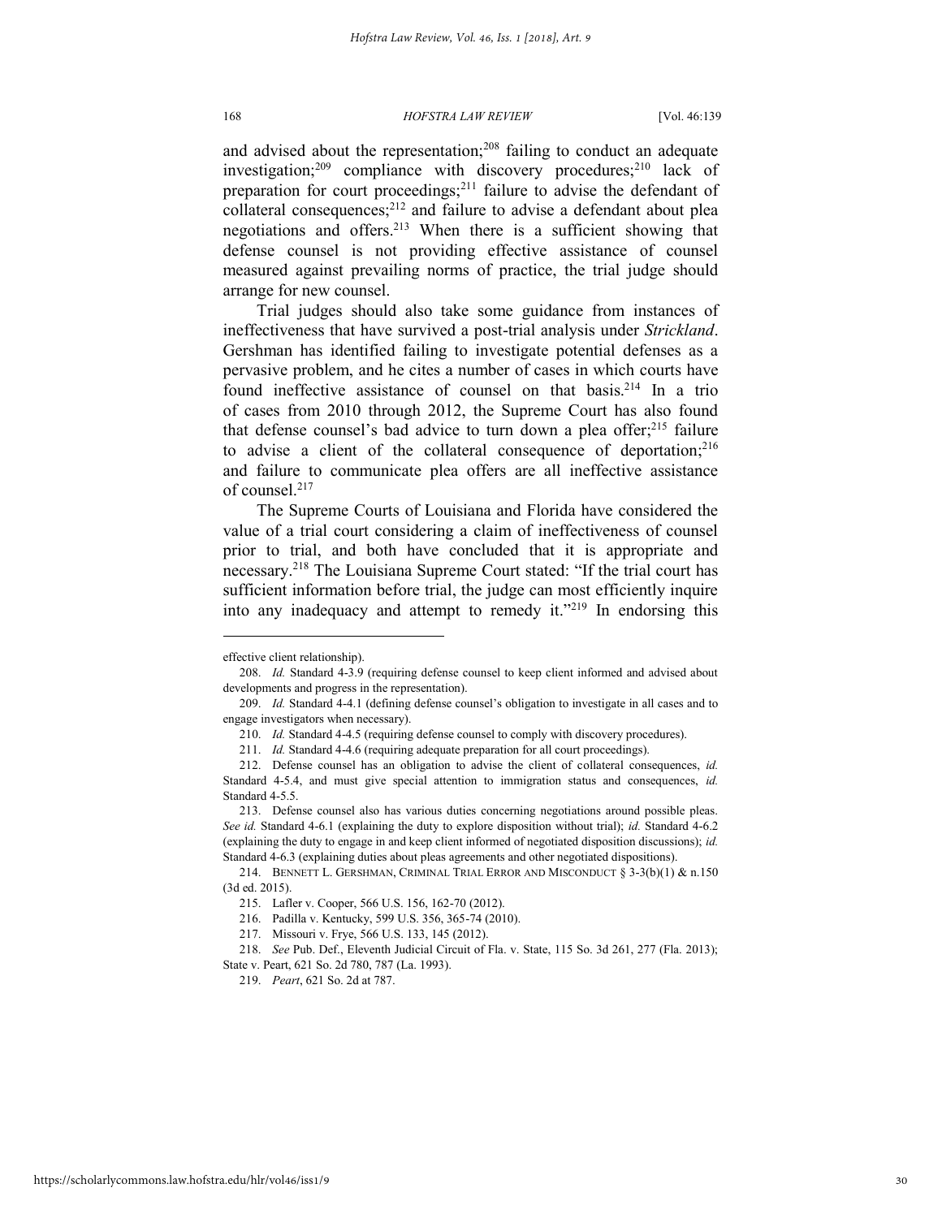and advised about the representation;[208] failing to conduct an adequate investigation;[209] compliance with discovery procedures;[210] lack of preparation for court proceedings;[211] failure to advise the defendant of collateral consequences;[212] and failure to advise a defendant about plea negotiations and offers.[213] When there is a sufficient showing that defense counsel is not providing effective assistance of counsel measured against prevailing norms of practice, the trial judge should arrange for new counsel.

Trial judges should also take some guidance from instances of ineffectiveness that have survived a post-trial analysis under *Strickland*. Gershman has identified failing to investigate potential defenses as a pervasive problem, and he cites a number of cases in which courts have found ineffective assistance of counsel on that basis.[214] In a trio of cases from 2010 through 2012, the Supreme Court has also found that defense counsel's bad advice to turn down a plea offer;[215] failure to advise a client of the collateral consequence of deportation;[216] and failure to communicate plea offers are all ineffective assistance of counsel.[217]

The Supreme Courts of Louisiana and Florida have considered the value of a trial court considering a claim of ineffectiveness of counsel prior to trial, and both have concluded that it is appropriate and necessary.[218] The Louisiana Supreme Court stated: "If the trial court has sufficient information before trial, the judge can most efficiently inquire into any inadequacy and attempt to remedy it."[219] In endorsing this

---

effective client relationship).

208. *Id.* Standard 4-3.9 (requiring defense counsel to keep client informed and advised about developments and progress in the representation).

209. *Id.* Standard 4-4.1 (defining defense counsel's obligation to investigate in all cases and to engage investigators when necessary).

210. *Id.* Standard 4-4.5 (requiring defense counsel to comply with discovery procedures).

211. *Id.* Standard 4-4.6 (requiring adequate preparation for all court proceedings).

212. Defense counsel has an obligation to advise the client of collateral consequences, *id.* Standard 4-5.4, and must give special attention to immigration status and consequences, *id.* Standard 4-5.5.

213. Defense counsel also has various duties concerning negotiations around possible pleas. *See id.* Standard 4-6.1 (explaining the duty to explore disposition without trial); *id.* Standard 4-6.2 (explaining the duty to engage in and keep client informed of negotiated disposition discussions); *id.* Standard 4-6.3 (explaining duties about pleas agreements and other negotiated dispositions).

214. BENNETT L. GERSHMAN, CRIMINAL TRIAL ERROR AND MISCONDUCT § 3-3(b)(1) & n.150 (3d ed. 2015).

215. Lafler v. Cooper, 566 U.S. 156, 162-70 (2012).

216. Padilla v. Kentucky, 599 U.S. 356, 365-74 (2010).

217. Missouri v. Frye, 566 U.S. 133, 145 (2012).

218. *See* Pub. Def., Eleventh Judicial Circuit of Fla. v. State, 115 So. 3d 261, 277 (Fla. 2013); State v. Peart, 621 So. 2d 780, 787 (La. 1993).

219. *Peart*, 621 So. 2d at 787.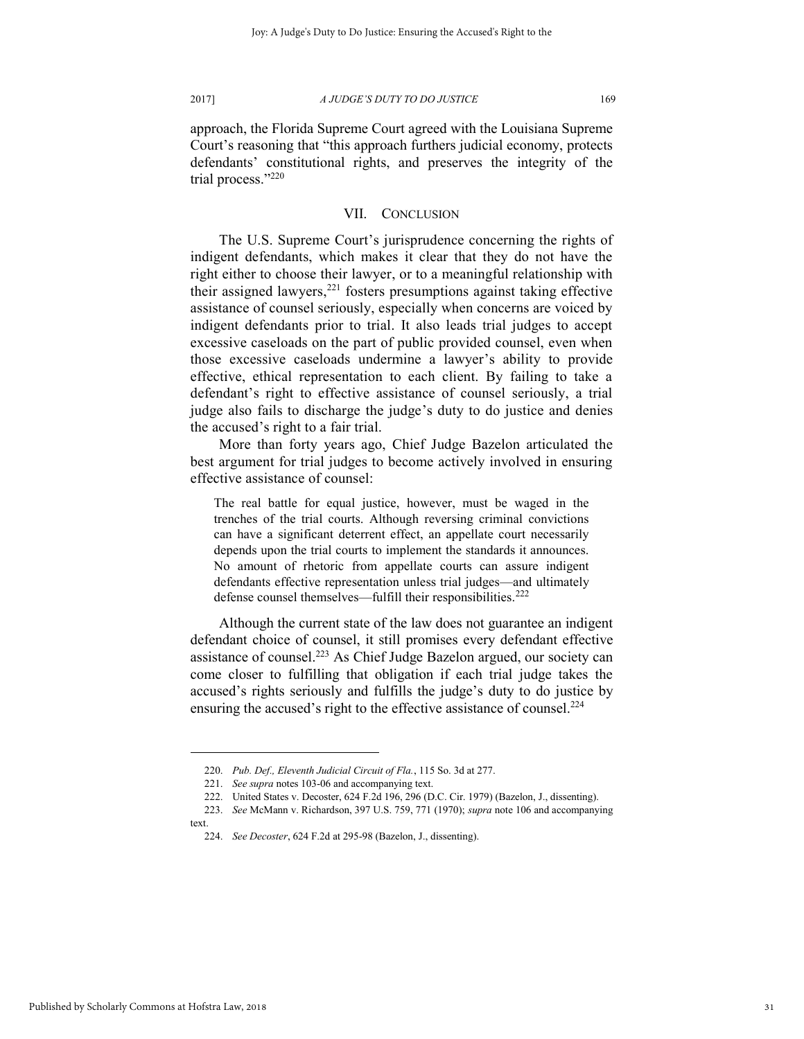approach, the Florida Supreme Court agreed with the Louisiana Supreme Court's reasoning that "this approach furthers judicial economy, protects defendants' constitutional rights, and preserves the integrity of the trial process."[220]

## VII. CONCLUSION

The U.S. Supreme Court's jurisprudence concerning the rights of indigent defendants, which makes it clear that they do not have the right either to choose their lawyer, or to a meaningful relationship with their assigned lawyers,[221] fosters presumptions against taking effective assistance of counsel seriously, especially when concerns are voiced by indigent defendants prior to trial. It also leads trial judges to accept excessive caseloads on the part of public provided counsel, even when those excessive caseloads undermine a lawyer's ability to provide effective, ethical representation to each client. By failing to take a defendant's right to effective assistance of counsel seriously, a trial judge also fails to discharge the judge's duty to do justice and denies the accused's right to a fair trial.

More than forty years ago, Chief Judge Bazelon articulated the best argument for trial judges to become actively involved in ensuring effective assistance of counsel:

> The real battle for equal justice, however, must be waged in the trenches of the trial courts. Although reversing criminal convictions can have a significant deterrent effect, an appellate court necessarily depends upon the trial courts to implement the standards it announces. No amount of rhetoric from appellate courts can assure indigent defendants effective representation unless trial judges—and ultimately defense counsel themselves—fulfill their responsibilities.[222]

Although the current state of the law does not guarantee an indigent defendant choice of counsel, it still promises every defendant effective assistance of counsel.[223] As Chief Judge Bazelon argued, our society can come closer to fulfilling that obligation if each trial judge takes the accused's rights seriously and fulfills the judge's duty to do justice by ensuring the accused's right to the effective assistance of counsel.[224]

---

220. *Pub. Def., Eleventh Judicial Circuit of Fla.*, 115 So. 3d at 277.

221. *See supra* notes 103-06 and accompanying text.

222. United States v. Decoster, 624 F.2d 196, 296 (D.C. Cir. 1979) (Bazelon, J., dissenting).

223. *See* McMann v. Richardson, 397 U.S. 759, 771 (1970); *supra* note 106 and accompanying text.

224. *See Decoster*, 624 F.2d at 295-98 (Bazelon, J., dissenting).